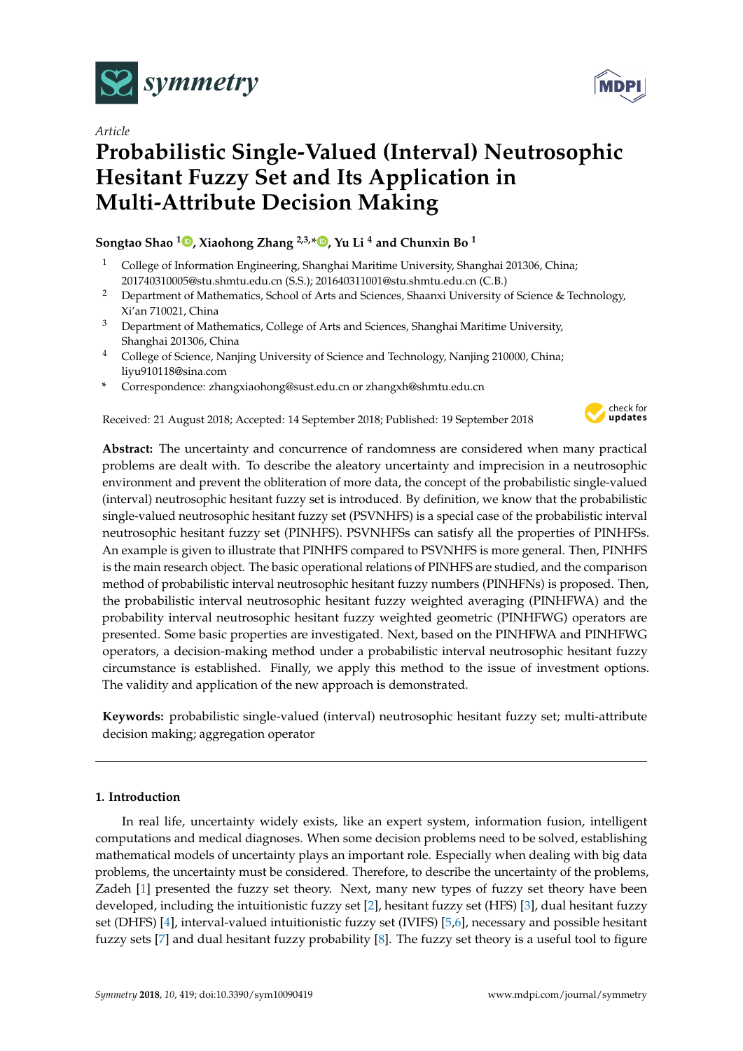*Article*

# Probabilistic Single-Valued (Interval) Neutrosophic Hesitant Fuzzy Set and Its Application in Multi-Attribute Decision Making

**Songtao Shao [1], Xiaohong Zhang [2,3,*], Yu Li [4] and Chunxin Bo [1]**

[1] College of Information Engineering, Shanghai Maritime University, Shanghai 201306, China; 201740310005@stu.shmtu.edu.cn (S.S.); 201640311001@stu.shmtu.edu.cn (C.B.)

[2] Department of Mathematics, School of Arts and Sciences, Shaanxi University of Science & Technology, Xi'an 710021, China

[3] Department of Mathematics, College of Arts and Sciences, Shanghai Maritime University, Shanghai 201306, China

[4] College of Science, Nanjing University of Science and Technology, Nanjing 210000, China; liyu910118@sina.com

\* Correspondence: zhangxiaohong@sust.edu.cn or zhangxh@shmtu.edu.cn

Received: 21 August 2018; Accepted: 14 September 2018; Published: 19 September 2018

**Abstract:** The uncertainty and concurrence of randomness are considered when many practical problems are dealt with. To describe the aleatory uncertainty and imprecision in a neutrosophic environment and prevent the obliteration of more data, the concept of the probabilistic single-valued (interval) neutrosophic hesitant fuzzy set is introduced. By definition, we know that the probabilistic single-valued neutrosophic hesitant fuzzy set (PSVNHFS) is a special case of the probabilistic interval neutrosophic hesitant fuzzy set (PINHFS). PSVNHFSs can satisfy all the properties of PINHFSs. An example is given to illustrate that PINHFS compared to PSVNHFS is more general. Then, PINHFS is the main research object. The basic operational relations of PINHFS are studied, and the comparison method of probabilistic interval neutrosophic hesitant fuzzy numbers (PINHFNs) is proposed. Then, the probabilistic interval neutrosophic hesitant fuzzy weighted averaging (PINHFWA) and the probability interval neutrosophic hesitant fuzzy weighted geometric (PINHFWG) operators are presented. Some basic properties are investigated. Next, based on the PINHFWA and PINHFWG operators, a decision-making method under a probabilistic interval neutrosophic hesitant fuzzy circumstance is established. Finally, we apply this method to the issue of investment options. The validity and application of the new approach is demonstrated.

**Keywords:** probabilistic single-valued (interval) neutrosophic hesitant fuzzy set; multi-attribute decision making; aggregation operator

## 1. Introduction

In real life, uncertainty widely exists, like an expert system, information fusion, intelligent computations and medical diagnoses. When some decision problems need to be solved, establishing mathematical models of uncertainty plays an important role. Especially when dealing with big data problems, the uncertainty must be considered. Therefore, to describe the uncertainty of the problems, Zadeh [1] presented the fuzzy set theory. Next, many new types of fuzzy set theory have been developed, including the intuitionistic fuzzy set [2], hesitant fuzzy set (HFS) [3], dual hesitant fuzzy set (DHFS) [4], interval-valued intuitionistic fuzzy set (IVIFS) [5,6], necessary and possible hesitant fuzzy sets [7] and dual hesitant fuzzy probability [8]. The fuzzy set theory is a useful tool to figure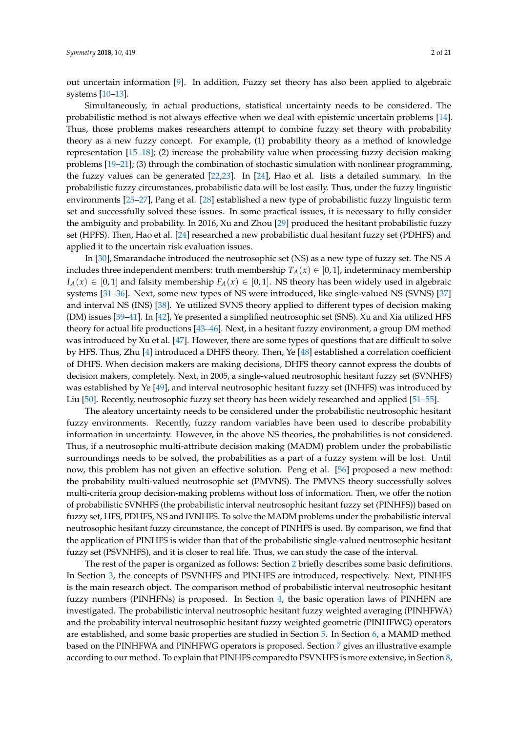out uncertain information [9]. In addition, Fuzzy set theory has also been applied to algebraic systems [10–13].

Simultaneously, in actual productions, statistical uncertainty needs to be considered. The probabilistic method is not always effective when we deal with epistemic uncertain problems [14]. Thus, those problems makes researchers attempt to combine fuzzy set theory with probability theory as a new fuzzy concept. For example, (1) probability theory as a method of knowledge representation [15–18]; (2) increase the probability value when processing fuzzy decision making problems [19–21]; (3) through the combination of stochastic simulation with nonlinear programming, the fuzzy values can be generated [22,23]. In [24], Hao et al. lists a detailed summary. In the probabilistic fuzzy circumstances, probabilistic data will be lost easily. Thus, under the fuzzy linguistic environments [25–27], Pang et al. [28] established a new type of probabilistic fuzzy linguistic term set and successfully solved these issues. In some practical issues, it is necessary to fully consider the ambiguity and probability. In 2016, Xu and Zhou [29] produced the hesitant probabilistic fuzzy set (HPFS). Then, Hao et al. [24] researched a new probabilistic dual hesitant fuzzy set (PDHFS) and applied it to the uncertain risk evaluation issues.

In [30], Smarandache introduced the neutrosophic set (NS) as a new type of fuzzy set. The NS $A$ includes three independent members: truth membership $T_A(x) \in [0,1]$, indeterminacy membership $I_A(x) \in [0,1]$ and falsity membership $F_A(x) \in [0,1]$. NS theory has been widely used in algebraic systems [31–36]. Next, some new types of NS were introduced, like single-valued NS (SVNS) [37] and interval NS (INS) [38]. Ye utilized SVNS theory applied to different types of decision making (DM) issues [39–41]. In [42], Ye presented a simplified neutrosophic set (SNS). Xu and Xia utilized HFS theory for actual life productions [43–46]. Next, in a hesitant fuzzy environment, a group DM method was introduced by Xu et al. [47]. However, there are some types of questions that are difficult to solve by HFS. Thus, Zhu [4] introduced a DHFS theory. Then, Ye [48] established a correlation coefficient of DHFS. When decision makers are making decisions, DHFS theory cannot express the doubts of decision makers, completely. Next, in 2005, a single-valued neutrosophic hesitant fuzzy set (SVNHFS) was established by Ye [49], and interval neutrosophic hesitant fuzzy set (INHFS) was introduced by Liu [50]. Recently, neutrosophic fuzzy set theory has been widely researched and applied [51–55].

The aleatory uncertainty needs to be considered under the probabilistic neutrosophic hesitant fuzzy environments. Recently, fuzzy random variables have been used to describe probability information in uncertainty. However, in the above NS theories, the probabilities is not considered. Thus, if a neutrosophic multi-attribute decision making (MADM) problem under the probabilistic surroundings needs to be solved, the probabilities as a part of a fuzzy system will be lost. Until now, this problem has not given an effective solution. Peng et al. [56] proposed a new method: the probability multi-valued neutrosophic set (PMVNS). The PMVNS theory successfully solves multi-criteria group decision-making problems without loss of information. Then, we offer the notion of probabilistic SVNHFS (the probabilistic interval neutrosophic hesitant fuzzy set (PINHFS)) based on fuzzy set, HFS, PDHFS, NS and IVNHFS. To solve the MADM problems under the probabilistic interval neutrosophic hesitant fuzzy circumstance, the concept of PINHFS is used. By comparison, we find that the application of PINHFS is wider than that of the probabilistic single-valued neutrosophic hesitant fuzzy set (PSVNHFS), and it is closer to real life. Thus, we can study the case of the interval.

The rest of the paper is organized as follows: Section 2 briefly describes some basic definitions. In Section 3, the concepts of PSVNHFS and PINHFS are introduced, respectively. Next, PINHFS is the main research object. The comparison method of probabilistic interval neutrosophic hesitant fuzzy numbers (PINHFNs) is proposed. In Section 4, the basic operation laws of PINHFN are investigated. The probabilistic interval neutrosophic hesitant fuzzy weighted averaging (PINHFWA) and the probability interval neutrosophic hesitant fuzzy weighted geometric (PINHFWG) operators are established, and some basic properties are studied in Section 5. In Section 6, a MAMD method based on the PINHFWA and PINHFWG operators is proposed. Section 7 gives an illustrative example according to our method. To explain that PINHFS comparedto PSVNHFS is more extensive, in Section 8,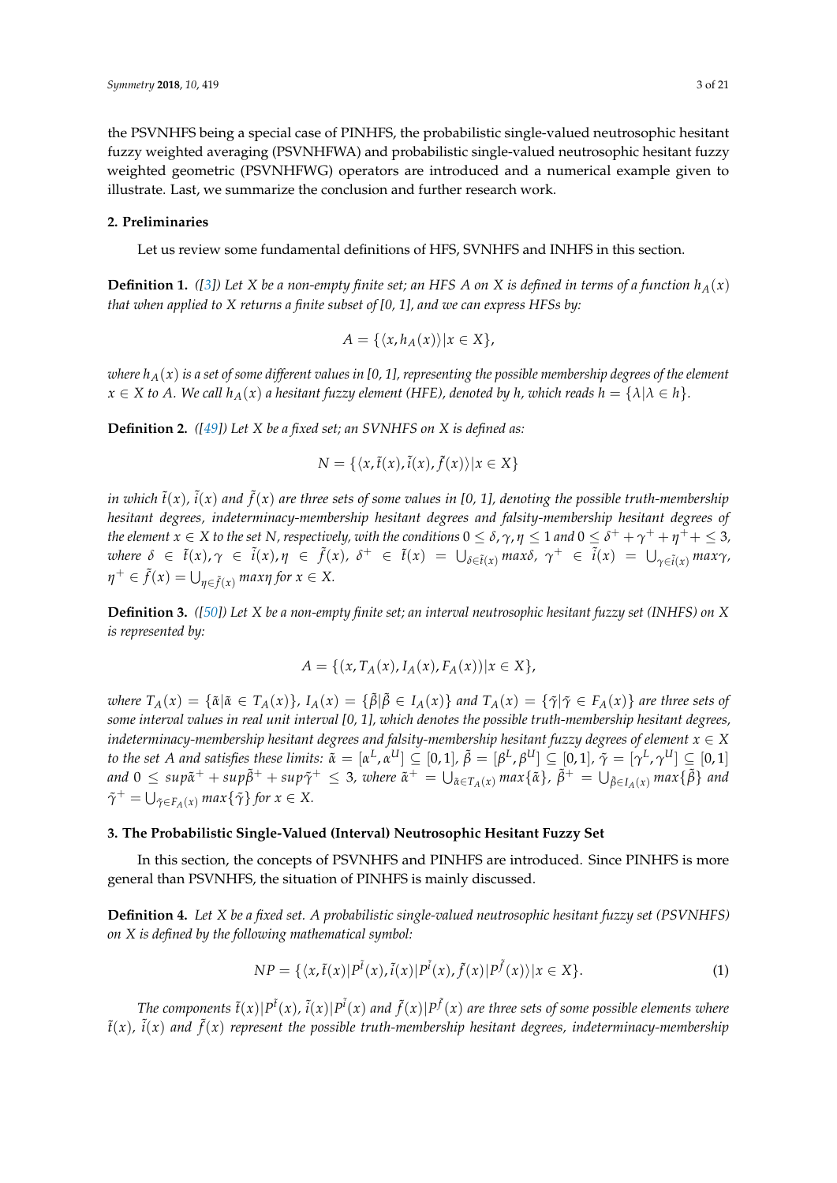the PSVNHFS being a special case of PINHFS, the probabilistic single-valued neutrosophic hesitant fuzzy weighted averaging (PSVNHFWA) and probabilistic single-valued neutrosophic hesitant fuzzy weighted geometric (PSVNHFWG) operators are introduced and a numerical example given to illustrate. Last, we summarize the conclusion and further research work.

## 2. Preliminaries

Let us review some fundamental definitions of HFS, SVNHFS and INHFS in this section.

**Definition 1.** *([3]) Let X be a non-empty finite set; an HFS A on X is defined in terms of a function $h_A(x)$ that when applied to X returns a finite subset of [0, 1], and we can express HFSs by:*

$$A = \{\langle x, h_A(x)\rangle | x \in X\},$$

*where $h_A(x)$ is a set of some different values in [0, 1], representing the possible membership degrees of the element $x \in X$ to A. We call $h_A(x)$ a hesitant fuzzy element (HFE), denoted by h, which reads $h = \{\lambda | \lambda \in h\}$.*

**Definition 2.** *([49]) Let X be a fixed set; an SVNHFS on X is defined as:*

$$N = \{\langle x, \tilde{t}(x), \tilde{i}(x), \tilde{f}(x)\rangle | x \in X\}$$

*in which $\tilde{t}(x)$, $\tilde{i}(x)$ and $\tilde{f}(x)$ are three sets of some values in [0, 1], denoting the possible truth-membership hesitant degrees, indeterminacy-membership hesitant degrees and falsity-membership hesitant degrees of the element $x \in X$ to the set N, respectively, with the conditions $0 \le \delta, \gamma, \eta \le 1$ and $0 \le \delta^+ + \gamma^+ + \eta^+ + \le 3$, where $\delta \in \tilde{t}(x), \gamma \in \tilde{i}(x), \eta \in \tilde{f}(x)$, $\delta^+ \in \tilde{t}(x) = \bigcup_{\delta \in \tilde{t}(x)} max\delta$, $\gamma^+ \in \tilde{i}(x) = \bigcup_{\gamma \in \tilde{i}(x)} max\gamma$, $\eta^+ \in \tilde{f}(x) = \bigcup_{\eta \in \tilde{f}(x)} max\eta$ for $x \in X$.*

**Definition 3.** *([50]) Let X be a non-empty finite set; an interval neutrosophic hesitant fuzzy set (INHFS) on X is represented by:*

$$A = \{(x, T_A(x), I_A(x), F_A(x)) | x \in X\},$$

*where $T_A(x) = \{\tilde{\alpha} | \tilde{\alpha} \in T_A(x)\}$, $I_A(x) = \{\tilde{\beta} | \tilde{\beta} \in I_A(x)\}$ and $T_A(x) = \{\tilde{\gamma} | \tilde{\gamma} \in F_A(x)\}$ are three sets of some interval values in real unit interval [0, 1], which denotes the possible truth-membership hesitant degrees, indeterminacy-membership hesitant degrees and falsity-membership hesitant fuzzy degrees of element $x \in X$ to the set A and satisfies these limits: $\tilde{\alpha} = [\alpha^L, \alpha^U] \subseteq [0,1]$, $\tilde{\beta} = [\beta^L, \beta^U] \subseteq [0,1]$, $\tilde{\gamma} = [\gamma^L, \gamma^U] \subseteq [0,1]$ and $0 \le sup\tilde{\alpha}^+ + sup\tilde{\beta}^+ + sup\tilde{\gamma}^+ \le 3$, where $\tilde{\alpha}^+ = \bigcup_{\tilde{\alpha} \in T_A(x)} max\{\tilde{\alpha}\}$, $\tilde{\beta}^+ = \bigcup_{\tilde{\beta} \in I_A(x)} max\{\tilde{\beta}\}$ and $\tilde{\gamma}^+ = \bigcup_{\tilde{\gamma} \in F_A(x)} max\{\tilde{\gamma}\}$ for $x \in X$.*

## 3. The Probabilistic Single-Valued (Interval) Neutrosophic Hesitant Fuzzy Set

In this section, the concepts of PSVNHFS and PINHFS are introduced. Since PINHFS is more general than PSVNHFS, the situation of PINHFS is mainly discussed.

**Definition 4.** *Let X be a fixed set. A probabilistic single-valued neutrosophic hesitant fuzzy set (PSVNHFS) on X is defined by the following mathematical symbol:*

$$NP = \{\langle x, \tilde{t}(x)|P^{\tilde{t}}(x), \tilde{i}(x)|P^{\tilde{i}}(x), \tilde{f}(x)|P^{\tilde{f}}(x)\rangle | x \in X\}. \tag{1}$$

*The components $\tilde{t}(x)|P^{\tilde{t}}(x)$, $\tilde{i}(x)|P^{\tilde{i}}(x)$ and $\tilde{f}(x)|P^{\tilde{f}}(x)$ are three sets of some possible elements where $\tilde{t}(x)$, $\tilde{i}(x)$ and $\tilde{f}(x)$ represent the possible truth-membership hesitant degrees, indeterminacy-membership*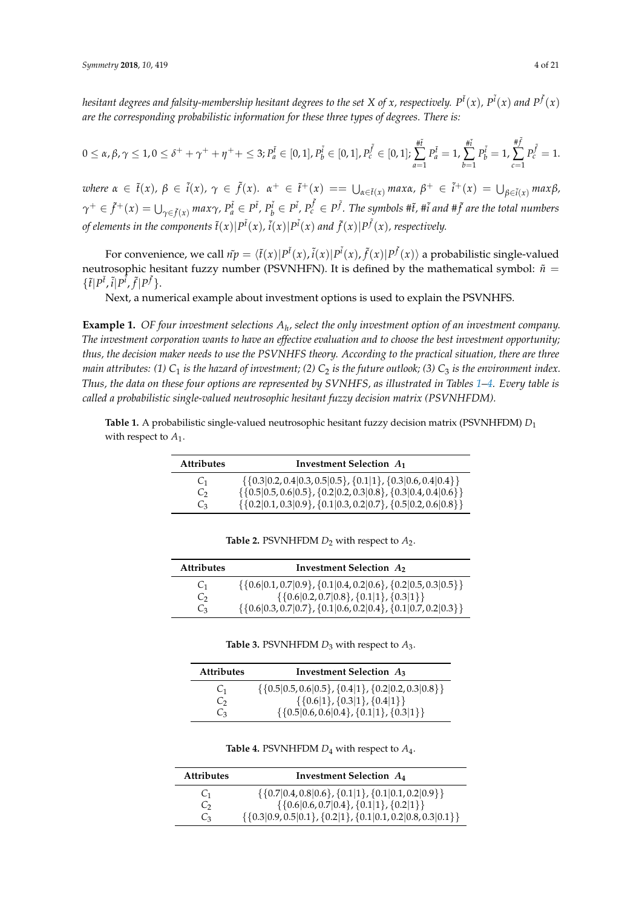*hesitant degrees and falsity-membership hesitant degrees to the set X of x, respectively.* $P^{\tilde{t}}(x)$, $P^{\tilde{i}}(x)$ *and* $P^{\tilde{f}}(x)$ *are the corresponding probabilistic information for these three types of degrees. There is:*

$$0 \leq \alpha, \beta, \gamma \leq 1, 0 \leq \delta^+ + \gamma^+ + \eta^+ + \leq 3; P_a^{\tilde{t}} \in [0,1], P_b^{\tilde{i}} \in [0,1], P_c^{\tilde{f}} \in [0,1]; \sum_{a=1}^{\#\tilde{t}} P_a^{\tilde{t}} = 1, \sum_{b=1}^{\#\tilde{i}} P_b^{\tilde{i}} = 1, \sum_{c=1}^{\#\tilde{f}} P_c^{\tilde{f}} = 1.$$

*where* $\alpha \in \tilde{t}(x)$, $\beta \in \tilde{i}(x)$, $\gamma \in \tilde{f}(x)$. $\alpha^+ \in \tilde{t}^+(x) == \bigcup_{\alpha \in \tilde{t}(x)} max\alpha$, $\beta^+ \in \tilde{i}^+(x) = \bigcup_{\beta \in \tilde{i}(x)} max\beta$, $\gamma^+ \in \tilde{f}^+(x) = \bigcup_{\gamma \in \tilde{f}(x)} max\gamma$, $P_a^{\tilde{t}} \in P^{\tilde{t}}$, $P_b^{\tilde{i}} \in P^{\tilde{i}}$, $P_c^{\tilde{f}} \in P^{\tilde{f}}$. *The symbols* $\#\tilde{t}$, $\#\tilde{i}$ *and* $\#\tilde{f}$ *are the total numbers of elements in the components* $\tilde{t}(x)|P^{\tilde{t}}(x)$, $\tilde{i}(x)|P^{\tilde{i}}(x)$ *and* $\tilde{f}(x)|P^{\tilde{f}}(x)$*, respectively.*

For convenience, we call $\tilde{n_p} = \langle \tilde{t}(x)|P^{\tilde{t}}(x), \tilde{i}(x)|P^{\tilde{i}}(x), \tilde{f}(x)|P^{\tilde{f}}(x) \rangle$ a probabilistic single-valued neutrosophic hesitant fuzzy number (PSVNHFN). It is defined by the mathematical symbol: $\tilde{n} = \{\tilde{t}|P^{\tilde{t}}, \tilde{i}|P^{\tilde{i}}, \tilde{f}|P^{\tilde{f}}\}$.

Next, a numerical example about investment options is used to explain the PSVNHFS.

**Example 1.** *OF four investment selections* $A_h$*, select the only investment option of an investment company. The investment corporation wants to have an effective evaluation and to choose the best investment opportunity; thus, the decision maker needs to use the PSVNHFS theory. According to the practical situation, there are three main attributes: (1)* $C_1$ *is the hazard of investment; (2)* $C_2$ *is the future outlook; (3)* $C_3$ *is the environment index. Thus, the data on these four options are represented by SVNHFS, as illustrated in Tables 1–4. Every table is called a probabilistic single-valued neutrosophic hesitant fuzzy decision matrix (PSVNHFDM).*

**Table 1.** A probabilistic single-valued neutrosophic hesitant fuzzy decision matrix (PSVNHFDM) $D_1$ with respect to $A_1$.

| Attributes | Investment Selection $A_1$ |
|---|---|
| $C_1$ | $\{\{0.3\|0.2, 0.4\|0.3, 0.5\|0.5\}, \{0.1\|1\}, \{0.3\|0.6, 0.4\|0.4\}\}$ |
| $C_2$ | $\{\{0.5\|0.5, 0.6\|0.5\}, \{0.2\|0.2, 0.3\|0.8\}, \{0.3\|0.4, 0.4\|0.6\}\}$ |
| $C_3$ | $\{\{0.2\|0.1, 0.3\|0.9\}, \{0.1\|0.3, 0.2\|0.7\}, \{0.5\|0.2, 0.6\|0.8\}\}$ |

**Table 2.** PSVNHFDM $D_2$ with respect to $A_2$.

| Attributes | Investment Selection $A_2$ |
|---|---|
| $C_1$ | $\{\{0.6\|0.1, 0.7\|0.9\}, \{0.1\|0.4, 0.2\|0.6\}, \{0.2\|0.5, 0.3\|0.5\}\}$ |
| $C_2$ | $\{\{0.6\|0.2, 0.7\|0.8\}, \{0.1\|1\}, \{0.3\|1\}\}$ |
| $C_3$ | $\{\{0.6\|0.3, 0.7\|0.7\}, \{0.1\|0.6, 0.2\|0.4\}, \{0.1\|0.7, 0.2\|0.3\}\}$ |

**Table 3.** PSVNHFDM $D_3$ with respect to $A_3$.

| Attributes | Investment Selection $A_3$ |
|---|---|
| $C_1$ | $\{\{0.5\|0.5, 0.6\|0.5\}, \{0.4\|1\}, \{0.2\|0.2, 0.3\|0.8\}\}$ |
| $C_2$ | $\{\{0.6\|1\}, \{0.3\|1\}, \{0.4\|1\}\}$ |
| $C_3$ | $\{\{0.5\|0.6, 0.6\|0.4\}, \{0.1\|1\}, \{0.3\|1\}\}$ |

**Table 4.** PSVNHFDM $D_4$ with respect to $A_4$.

| Attributes | Investment Selection $A_4$ |
|---|---|
| $C_1$ | $\{\{0.7\|0.4, 0.8\|0.6\}, \{0.1\|1\}, \{0.1\|0.1, 0.2\|0.9\}\}$ |
| $C_2$ | $\{\{0.6\|0.6, 0.7\|0.4\}, \{0.1\|1\}, \{0.2\|1\}\}$ |
| $C_3$ | $\{\{0.3\|0.9, 0.5\|0.1\}, \{0.2\|1\}, \{0.1\|0.1, 0.2\|0.8, 0.3\|0.1\}\}$ |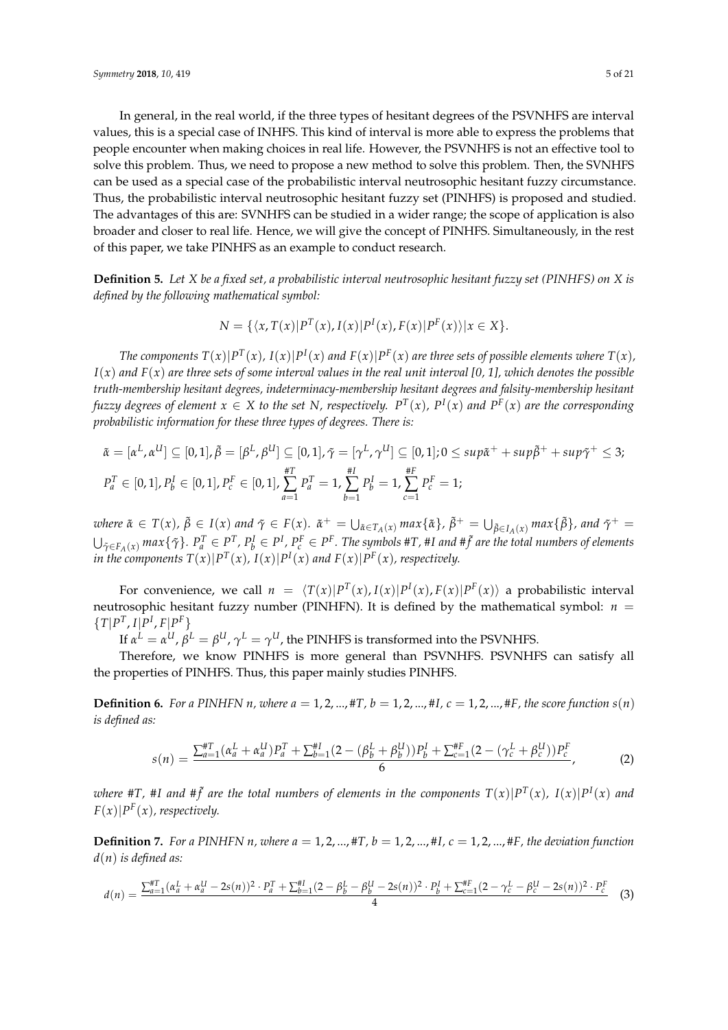In general, in the real world, if the three types of hesitant degrees of the PSVNHFS are interval values, this is a special case of INHFS. This kind of interval is more able to express the problems that people encounter when making choices in real life. However, the PSVNHFS is not an effective tool to solve this problem. Thus, we need to propose a new method to solve this problem. Then, the SVNHFS can be used as a special case of the probabilistic interval neutrosophic hesitant fuzzy circumstance. Thus, the probabilistic interval neutrosophic hesitant fuzzy set (PINHFS) is proposed and studied. The advantages of this are: SVNHFS can be studied in a wider range; the scope of application is also broader and closer to real life. Hence, we will give the concept of PINHFS. Simultaneously, in the rest of this paper, we take PINHFS as an example to conduct research.

**Definition 5.** *Let $X$ be a fixed set, a probabilistic interval neutrosophic hesitant fuzzy set (PINHFS) on $X$ is defined by the following mathematical symbol:*

$$N = \{\langle x, T(x)|P^T(x), I(x)|P^I(x), F(x)|P^F(x)\rangle | x \in X\}.$$

*The components $T(x)|P^T(x)$, $I(x)|P^I(x)$ and $F(x)|P^F(x)$ are three sets of possible elements where $T(x)$, $I(x)$ and $F(x)$ are three sets of some interval values in the real unit interval [0, 1], which denotes the possible truth-membership hesitant degrees, indeterminacy-membership hesitant degrees and falsity-membership hesitant fuzzy degrees of element $x \in X$ to the set $N$, respectively. $P^T(x)$, $P^I(x)$ and $P^F(x)$ are the corresponding probabilistic information for these three types of degrees. There is:*

$$\tilde{\alpha} = [\alpha^L, \alpha^U] \subseteq [0,1], \tilde{\beta} = [\beta^L, \beta^U] \subseteq [0,1], \tilde{\gamma} = [\gamma^L, \gamma^U] \subseteq [0,1]; 0 \leq sup\tilde{\alpha}^+ + sup\tilde{\beta}^+ + sup\tilde{\gamma}^+ \leq 3;$$
$$P_a^T \in [0,1], P_b^I \in [0,1], P_c^F \in [0,1], \sum_{a=1}^{\#T} P_a^T = 1, \sum_{b=1}^{\#I} P_b^I = 1, \sum_{c=1}^{\#F} P_c^F = 1;$$

*where $\tilde{\alpha} \in T(x)$, $\tilde{\beta} \in I(x)$ and $\tilde{\gamma} \in F(x)$. $\tilde{\alpha}^+ = \bigcup_{\tilde{\alpha} \in T_A(x)} max\{\tilde{\alpha}\}$, $\tilde{\beta}^+ = \bigcup_{\tilde{\beta} \in I_A(x)} max\{\tilde{\beta}\}$, and $\tilde{\gamma}^+ = \bigcup_{\tilde{\gamma} \in F_A(x)} max\{\tilde{\gamma}\}$. $P_a^T \in P^T$, $P_b^I \in P^I$, $P_c^F \in P^F$. The symbols $\#T$, $\#I$ and $\#\tilde{f}$ are the total numbers of elements in the components $T(x)|P^T(x)$, $I(x)|P^I(x)$ and $F(x)|P^F(x)$, respectively.*

For convenience, we call $n = \langle T(x)|P^T(x), I(x)|P^I(x), F(x)|P^F(x)\rangle$ a probabilistic interval neutrosophic hesitant fuzzy number (PINHFN). It is defined by the mathematical symbol: $n = \{T|P^T, I|P^I, F|P^F\}$

If $\alpha^L = \alpha^U$, $\beta^L = \beta^U$, $\gamma^L = \gamma^U$, the PINHFS is transformed into the PSVNHFS.

Therefore, we know PINHFS is more general than PSVNHFS. PSVNHFS can satisfy all the properties of PINHFS. Thus, this paper mainly studies PINHFS.

**Definition 6.** *For a PINHFN $n$, where $a = 1, 2, \ldots, \#T$, $b = 1, 2, \ldots, \#I$, $c = 1, 2, \ldots, \#F$, the score function $s(n)$ is defined as:*

$$s(n) = \frac{\sum_{a=1}^{\#T}(\alpha_a^L + \alpha_a^U)P_a^T + \sum_{b=1}^{\#I}(2 - (\beta_b^L + \beta_b^U))P_b^I + \sum_{c=1}^{\#F}(2 - (\gamma_c^L + \beta_c^U))P_c^F}{6}, \tag{2}$$

*where $\#T$, $\#I$ and $\#\tilde{f}$ are the total numbers of elements in the components $T(x)|P^T(x)$, $I(x)|P^I(x)$ and $F(x)|P^F(x)$, respectively.*

**Definition 7.** *For a PINHFN $n$, where $a = 1, 2, \ldots, \#T$, $b = 1, 2, \ldots, \#I$, $c = 1, 2, \ldots, \#F$, the deviation function $d(n)$ is defined as:*

$$d(n) = \frac{\sum_{a=1}^{\#T}(\alpha_a^L + \alpha_a^U - 2s(n))^2 \cdot P_a^T + \sum_{b=1}^{\#I}(2 - \beta_b^L - \beta_b^U - 2s(n))^2 \cdot P_b^I + \sum_{c=1}^{\#F}(2 - \gamma_c^L - \beta_c^U - 2s(n))^2 \cdot P_c^F}{4} \tag{3}$$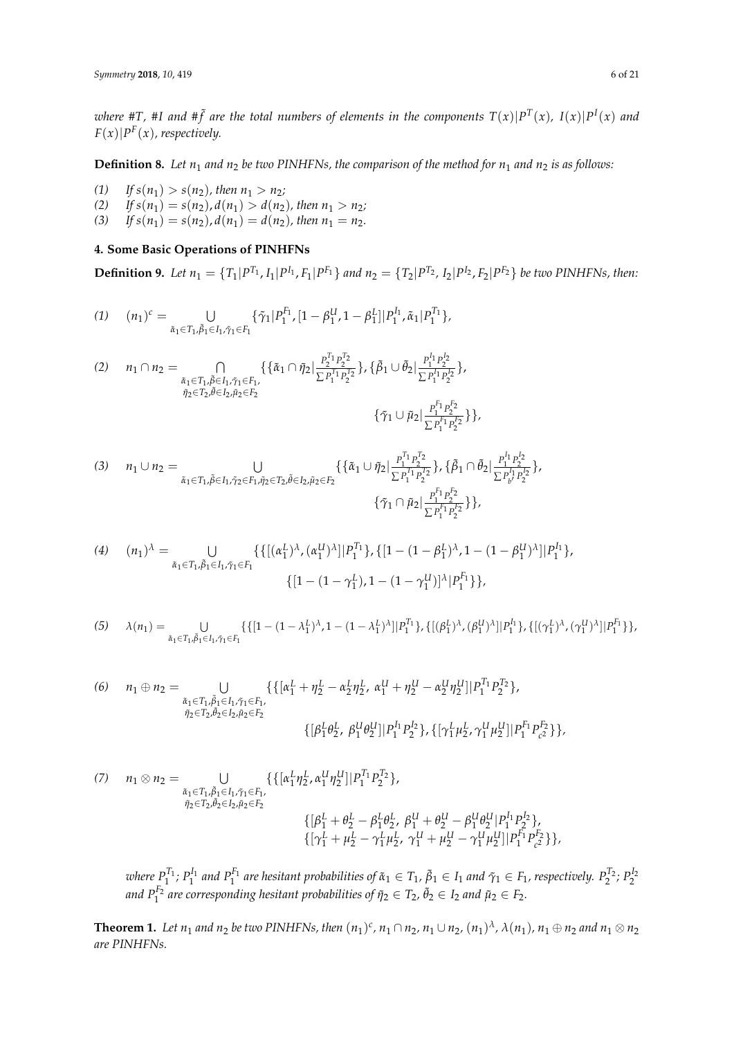*where #T, #I and #$\tilde{f}$ are the total numbers of elements in the components $T(x)|P^T(x)$, $I(x)|P^I(x)$ and $F(x)|P^F(x)$, respectively.*

**Definition 8.** *Let $n_1$ and $n_2$ be two PINHFNs, the comparison of the method for $n_1$ and $n_2$ is as follows:*

*(1) If $s(n_1) > s(n_2)$, then $n_1 > n_2$;*
*(2) If $s(n_1) = s(n_2), d(n_1) > d(n_2)$, then $n_1 > n_2$;*
*(3) If $s(n_1) = s(n_2), d(n_1) = d(n_2)$, then $n_1 = n_2$.*

## 4. Some Basic Operations of PINHFNs

**Definition 9.** *Let $n_1 = \{T_1|P^{T_1}, I_1|P^{I_1}, F_1|P^{F_1}\}$ and $n_2 = \{T_2|P^{T_2}, I_2|P^{I_2}, F_2|P^{F_2}\}$ be two PINHFNs, then:*

(1)
$$(n_1)^c = \bigcup_{\tilde{\alpha}_1\in T_1,\tilde{\beta}_1\in I_1,\tilde{\gamma}_1\in F_1} \{\tilde{\gamma}_1|P_1^{F_1}, [1-\beta_1^U, 1-\beta_1^L]|P_1^{I_1}, \tilde{\alpha}_1|P_1^{T_1}\},$$

(2)
$$n_1 \cap n_2 = \bigcap_{\substack{\tilde{\alpha}_1\in T_1,\tilde{\beta}_1\in I_1,\tilde{\gamma}_1\in F_1,\\ \tilde{\eta}_2\in T_2,\tilde{\theta}\in I_2,\tilde{\mu}_2\in F_2}} \{\{\tilde{\alpha}_1 \cap \tilde{\eta}_2|\tfrac{P_2^{T_1}P_2^{T_2}}{\sum P_1^{I_1}P_2^{I_2}}\}, \{\tilde{\beta}_1 \cup \tilde{\theta}_2|\tfrac{P_1^{I_1}P_2^{I_2}}{\sum P_1^{I_1}P_2^{I_2}}\}, \{\tilde{\gamma}_1 \cup \tilde{\mu}_2|\tfrac{P_1^{F_1}P_2^{F_2}}{\sum P_1^{F_1}P_2^{F_2}}\}\},$$

(3)
$$n_1 \cup n_2 = \bigcup_{\tilde{\alpha}_1\in T_1,\tilde{\beta}\in I_1,\tilde{\gamma}_2\in F_1,\tilde{\eta}_2\in T_2,\tilde{\theta}\in I_2,\tilde{\mu}_2\in F_2} \{\{\tilde{\alpha}_1 \cup \tilde{\eta}_2|\tfrac{P_1^{T_1}P_2^{T_2}}{\sum P_1^{T_1}P_2^{T_2}}\}, \{\tilde{\beta}_1 \cap \tilde{\theta}_2|\tfrac{P_1^{I_1}P_2^{I_2}}{\sum P_{b'}^{I_1}P_2^{I_2}}\}, \{\tilde{\gamma}_1 \cap \tilde{\mu}_2|\tfrac{P_1^{F_1}P_2^{F_2}}{\sum P_1^{F_1}P_2^{F_2}}\}\},$$

(4)
$$(n_1)^\lambda = \bigcup_{\tilde{\alpha}_1\in T_1,\tilde{\beta}_1\in I_1,\tilde{\gamma}_1\in F_1} \{\{[(\alpha_1^L)^\lambda, (\alpha_1^U)^\lambda]|P_1^{T_1}\}, \{[1-(1-\beta_1^L)^\lambda, 1-(1-\beta_1^U)^\lambda]|P_1^{I_1}\}, \{[1-(1-\gamma_1^L), 1-(1-\gamma_1^U)]^\lambda|P_1^{F_1}\}\},$$

(5)
$$\lambda(n_1) = \bigcup_{\tilde{\alpha}_1\in T_1,\tilde{\beta}_1\in I_1,\tilde{\gamma}_1\in F_1} \{\{[1-(1-\lambda_1^L)^\lambda, 1-(1-\lambda_1^U)^\lambda]|P_1^{T_1}\}, \{[(\beta_1^L)^\lambda, (\beta_1^U)^\lambda]|P_1^{I_1}\}, \{[(\gamma_1^L)^\lambda, (\gamma_1^U)^\lambda]|P_1^{F_1}\}\},$$

(6)
$$n_1 \oplus n_2 = \bigcup_{\substack{\tilde{\alpha}_1\in T_1,\tilde{\beta}_1\in I_1,\tilde{\gamma}_1\in F_1,\\ \tilde{\eta}_2\in T_2,\tilde{\theta}_2\in I_2,\tilde{\mu}_2\in F_2}} \{\{[\alpha_1^L + \eta_2^L - \alpha_2^L\eta_2^L,\ \alpha_1^U + \eta_2^U - \alpha_2^U\eta_2^U]|P_1^{T_1}P_2^{T_2}\}, \{[\beta_1^L\theta_2^L,\ \beta_1^U\theta_2^U]|P_1^{I_1}P_2^{I_2}\}, \{[\gamma_1^L\mu_2^L, \gamma_1^U\mu_2^U]|P_1^{F_1}P_{c^2}^{F_2}\}\},$$

(7)
$$n_1 \otimes n_2 = \bigcup_{\substack{\tilde{\alpha}_1\in T_1,\tilde{\beta}_1\in I_1,\tilde{\gamma}_1\in F_1,\\ \tilde{\eta}_2\in T_2,\tilde{\theta}_2\in I_2,\tilde{\mu}_2\in F_2}} \{\{[\alpha_1^L\eta_2^L, \alpha_1^U\eta_2^U]|P_1^{T_1}P_2^{T_2}\}, \{[\beta_1^L + \theta_2^L - \beta_1^L\theta_2^L,\ \beta_1^U + \theta_2^U - \beta_1^U\theta_2^U|P_1^{I_1}P_2^{I_2}\}, \{[\gamma_1^L + \mu_2^L - \gamma_1^L\mu_2^L,\ \gamma_1^U + \mu_2^U - \gamma_1^U\mu_2^U]|P_1^{F_1}P_{c^2}^{F_2}\}\},$$

*where $P_1^{T_1}$; $P_1^{I_1}$ and $P_1^{F_1}$ are hesitant probabilities of $\tilde{\alpha}_1 \in T_1$, $\tilde{\beta}_1 \in I_1$ and $\tilde{\gamma}_1 \in F_1$, respectively. $P_2^{T_2}$; $P_2^{I_2}$ and $P_1^{F_2}$ are corresponding hesitant probabilities of $\tilde{\eta}_2 \in T_2$, $\tilde{\theta}_2 \in I_2$ and $\tilde{\mu}_2 \in F_2$.*

**Theorem 1.** *Let $n_1$ and $n_2$ be two PINHFNs, then $(n_1)^c$, $n_1 \cap n_2$, $n_1 \cup n_2$, $(n_1)^\lambda$, $\lambda(n_1)$, $n_1 \oplus n_2$ and $n_1 \otimes n_2$ are PINHFNs.*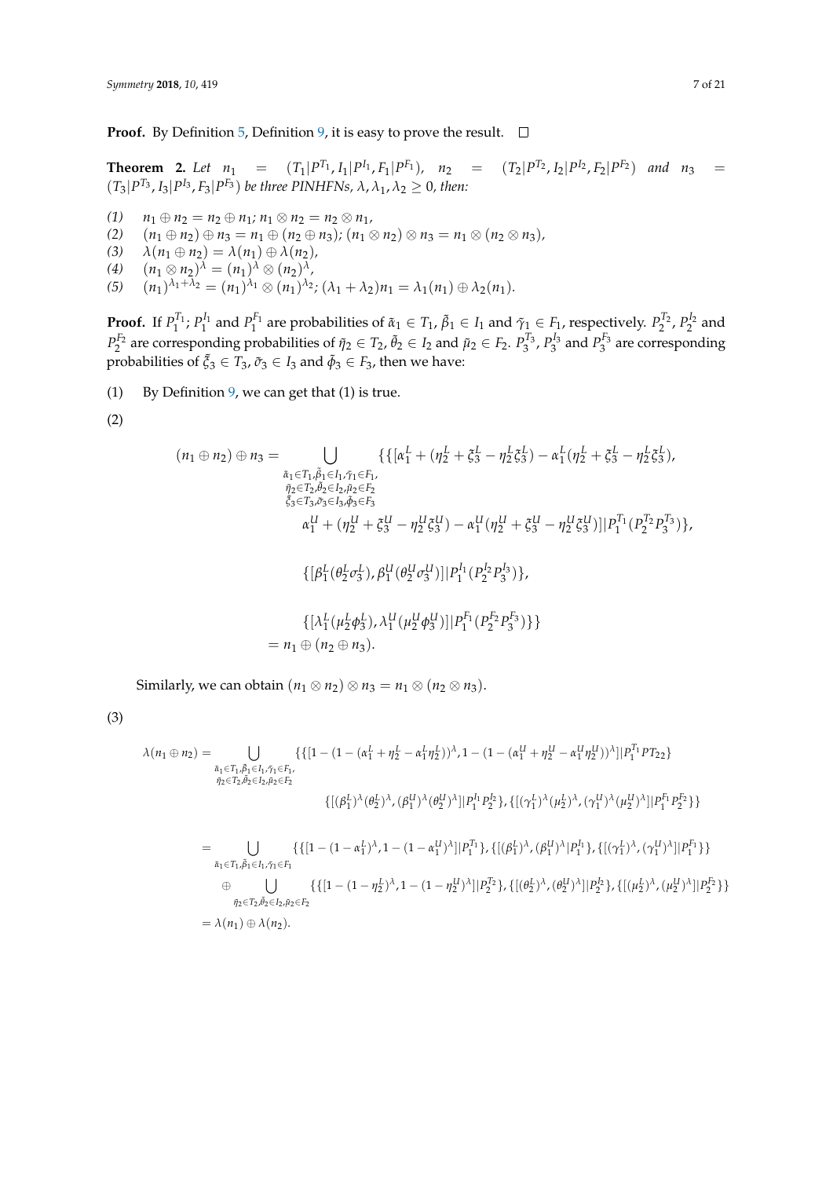**Proof.** By Definition 5, Definition 9, it is easy to prove the result. □

**Theorem 2.** *Let* $n_1 = (T_1|P^{T_1}, I_1|P^{I_1}, F_1|P^{F_1})$, $n_2 = (T_2|P^{T_2}, I_2|P^{I_2}, F_2|P^{F_2})$ *and* $n_3 = (T_3|P^{T_3}, I_3|P^{I_3}, F_3|P^{F_3})$ *be three PINHFNs,* $\lambda, \lambda_1, \lambda_2 \geq 0$*, then:*

*(1)* $n_1 \oplus n_2 = n_2 \oplus n_1$; $n_1 \otimes n_2 = n_2 \otimes n_1$,

*(2)* $(n_1 \oplus n_2) \oplus n_3 = n_1 \oplus (n_2 \oplus n_3)$; $(n_1 \otimes n_2) \otimes n_3 = n_1 \otimes (n_2 \otimes n_3)$,

*(3)* $\lambda(n_1 \oplus n_2) = \lambda(n_1) \oplus \lambda(n_2)$,

*(4)* $(n_1 \otimes n_2)^\lambda = (n_1)^\lambda \otimes (n_2)^\lambda$,

*(5)* $(n_1)^{\lambda_1+\lambda_2} = (n_1)^{\lambda_1} \otimes (n_1)^{\lambda_2}$; $(\lambda_1 + \lambda_2)n_1 = \lambda_1(n_1) \oplus \lambda_2(n_1)$.

**Proof.** If $P_1^{T_1}$; $P_1^{I_1}$ and $P_1^{F_1}$ are probabilities of $\tilde{\alpha}_1 \in T_1$, $\tilde{\beta}_1 \in I_1$ and $\tilde{\gamma}_1 \in F_1$, respectively. $P_2^{T_2}$, $P_2^{I_2}$ and $P_2^{F_2}$ are corresponding probabilities of $\tilde{\eta}_2 \in T_2$, $\tilde{\theta}_2 \in I_2$ and $\tilde{\mu}_2 \in F_2$. $P_3^{T_3}$, $P_3^{I_3}$ and $P_3^{F_3}$ are corresponding probabilities of $\tilde{\xi}_3 \in T_3$, $\tilde{\sigma}_3 \in I_3$ and $\tilde{\phi}_3 \in F_3$, then we have:

(1) By Definition 9, we can get that (1) is true.

(2)

$$
\begin{aligned}
(n_1 \oplus n_2) \oplus n_3 = & \bigcup_{\substack{\tilde{\alpha}_1 \in T_1, \tilde{\beta}_1 \in I_1, \tilde{\gamma}_1 \in F_1, \\ \tilde{\eta}_2 \in T_2, \tilde{\theta}_2 \in I_2, \tilde{\mu}_2 \in F_2 \\ \tilde{\xi}_3 \in T_3, \tilde{\sigma}_3 \in I_3, \tilde{\phi}_3 \in F_3}} \{\{[\alpha_1^L + (\eta_2^L + \xi_3^L - \eta_2^L \xi_3^L) - \alpha_1^L(\eta_2^L + \xi_3^L - \eta_2^L \xi_3^L), \\
& \alpha_1^U + (\eta_2^U + \xi_3^U - \eta_2^U \xi_3^U) - \alpha_1^U(\eta_2^U + \xi_3^U - \eta_2^U \xi_3^U)]|P_1^{T_1}(P_2^{T_2} P_3^{T_3})\}, \\
& \{[\beta_1^L(\theta_2^L \sigma_3^L), \beta_1^U(\theta_2^U \sigma_3^U)]|P_1^{I_1}(P_2^{I_2} P_3^{I_3})\}, \\
& \{[\lambda_1^L(\mu_2^L \phi_3^L), \lambda_1^U(\mu_2^U \phi_3^U)]|P_1^{F_1}(P_2^{F_2} P_3^{F_3})\}\} \\
= & \, n_1 \oplus (n_2 \oplus n_3).
\end{aligned}
$$

Similarly, we can obtain $(n_1 \otimes n_2) \otimes n_3 = n_1 \otimes (n_2 \otimes n_3)$.

(3)

$$
\begin{aligned}
\lambda(n_1 \oplus n_2) = & \bigcup_{\substack{\tilde{\alpha}_1 \in T_1, \tilde{\beta}_1 \in I_1, \tilde{\gamma}_1 \in F_1, \\ \tilde{\eta}_2 \in T_2, \tilde{\theta}_2 \in I_2, \tilde{\mu}_2 \in F_2}} \{\{[1 - (1 - (\alpha_1^L + \eta_2^L - \alpha_1^L \eta_2^L))^\lambda, 1 - (1 - (\alpha_1^U + \eta_2^U - \alpha_1^U \eta_2^U))^\lambda]|P_1^{T_1} PT_{22}\} \\
& \{[(\beta_1^L)^\lambda (\theta_2^L)^\lambda, (\beta_1^U)^\lambda (\theta_2^U)^\lambda]|P_1^{I_1} P_2^{I_2}\}, \{[(\gamma_1^L)^\lambda (\mu_2^L)^\lambda, (\gamma_1^U)^\lambda (\mu_2^U)^\lambda]|P_1^{F_1} P_2^{F_2}\}\} \\
= & \bigcup_{\tilde{\alpha}_1 \in T_1, \tilde{\beta}_1 \in I_1, \tilde{\gamma}_1 \in F_1} \{\{[1 - (1 - \alpha_1^L)^\lambda, 1 - (1 - \alpha_1^U)^\lambda]|P_1^{T_1}\}, \{[(\beta_1^L)^\lambda, (\beta_1^U)^\lambda|P_1^{I_1}\}, \{[(\gamma_1^L)^\lambda, (\gamma_1^U)^\lambda]|P_1^{F_1}\}\} \\
& \oplus \bigcup_{\tilde{\eta}_2 \in T_2, \tilde{\theta}_2 \in I_2, \tilde{\mu}_2 \in F_2} \{\{[1 - (1 - \eta_2^L)^\lambda, 1 - (1 - \eta_2^U)^\lambda]|P_2^{T_2}\}, \{[(\theta_2^L)^\lambda, (\theta_2^U)^\lambda]|P_2^{I_2}\}, \{[(\mu_2^L)^\lambda, (\mu_2^U)^\lambda]|P_2^{F_2}\}\} \\
= & \, \lambda(n_1) \oplus \lambda(n_2).
\end{aligned}
$$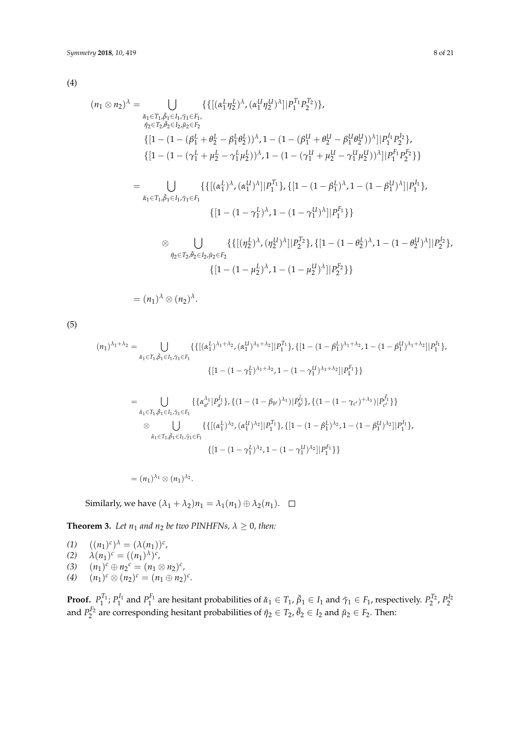(4)

$$
\begin{aligned}
(n_1 \otimes n_2)^{\lambda} = & \bigcup_{\substack{\tilde{\alpha}_1 \in T_1, \tilde{\beta}_1 \in I_1, \tilde{\gamma}_1 \in F_1, \\ \tilde{\eta}_2 \in T_2, \tilde{\theta}_2 \in I_2, \tilde{\mu}_2 \in F_2}} \{\{[(\alpha_1^L \eta_2^L)^{\lambda}, (\alpha_1^U \eta_2^U)^{\lambda}] | P_1^{T_1} P_2^{T_2})\}, \\
& \{[1-(1-(\beta_1^L+\theta_2^L-\beta_1^L\theta_2^L))^{\lambda}, 1-(1-(\beta_1^U+\theta_2^U-\beta_1^U\theta_2^U))^{\lambda}] | P_1^{I_1} P_2^{I_2}\}, \\
& \{[1-(1-(\gamma_1^L+\mu_2^L-\gamma_1^L\mu_2^L))^{\lambda}, 1-(1-(\gamma_1^U+\mu_2^U-\gamma_1^U\mu_2^U))^{\lambda}] | P_1^{F_1} P_2^{F_2}\}\} \\
= & \bigcup_{\tilde{\alpha}_1 \in T_1, \tilde{\beta}_1 \in I_1, \tilde{\gamma}_1 \in F_1} \{\{[(\alpha_1^L)^{\lambda}, (\alpha_1^U)^{\lambda}] | P_1^{T_1}\}, \{[1-(1-\beta_1^L)^{\lambda}, 1-(1-\beta_1^U)^{\lambda}] | P_1^{I_1}\}, \\
& \{[1-(1-\gamma_1^L)^{\lambda}, 1-(1-\gamma_1^U)^{\lambda}] | P_1^{F_1}\}\} \\
& \otimes \bigcup_{\tilde{\eta}_2 \in T_2, \tilde{\theta}_2 \in I_2, \tilde{\mu}_2 \in F_2} \{\{[(\eta_2^L)^{\lambda}, (\eta_2^U)^{\lambda}] | P_2^{T_2}\}, \{[1-(1-\theta_2^L)^{\lambda}, 1-(1-\theta_2^U)^{\lambda}] | P_2^{I_2}\}, \\
& \{[1-(1-\mu_2^L)^{\lambda}, 1-(1-\mu_2^U)^{\lambda}] | P_2^{F_2}\}\} \\
= & (n_1)^{\lambda} \otimes (n_2)^{\lambda}.
\end{aligned}
$$

(5)

$$
\begin{aligned}
(n_1)^{\lambda_1+\lambda_2} = & \bigcup_{\tilde{\alpha}_1 \in T_1, \tilde{\beta}_1 \in I_1, \tilde{\gamma}_1 \in F_1} \{\{[(\alpha_1^L)^{\lambda_1+\lambda_2}, (\alpha_1^U)^{\lambda_1+\lambda_2}] | P_1^{T_1}\}, \{[1-(1-\beta_1^L)^{\lambda_1+\lambda_2}, 1-(1-\beta_1^U)^{\lambda_1+\lambda_2}] | P_1^{I_1}\}, \\
& \{[1-(1-\gamma_1^L)^{\lambda_1+\lambda_2}, 1-(1-\gamma_1^U)^{\lambda_1+\lambda_2}] | P_1^{F_1}\}\} \\
= & \bigcup_{\tilde{\alpha}_1 \in T_1, \tilde{\beta}_1 \in I_1, \tilde{\gamma}_1 \in F_1} \{\{\alpha_{a'}^{\lambda_1} | P_{a'}^{\tilde{T}_1}\}, \{(1-(1-\beta_{b'})^{\lambda_1}) | P_{b'}^{\tilde{I}_1}\}, \{(1-(1-\gamma_{c'})^{+\lambda_1}) | P_{c'}^{\tilde{F}_1}\}\} \\
& \otimes \bigcup_{\tilde{\alpha}_1 \in T_1, \tilde{\beta}_1 \in I_1, \tilde{\gamma}_1 \in F_1} \{\{[(\alpha_1^L)^{\lambda_2}, (\alpha_1^U)^{\lambda_2}] | P_1^{T_1}\}, \{[1-(1-\beta_1^L)^{\lambda_2}, 1-(1-\beta_1^U)^{\lambda_2}] | P_1^{I_1}\}, \\
& \{[1-(1-\gamma_1^L)^{\lambda_2}, 1-(1-\gamma_1^U)^{\lambda_2}] | P_1^{F_1}\}\} \\
= & (n_1)^{\lambda_1} \otimes (n_1)^{\lambda_2}.
\end{aligned}
$$

Similarly, we have $(\lambda_1 + \lambda_2)n_1 = \lambda_1(n_1) \oplus \lambda_2(n_1)$. □

**Theorem 3.** *Let $n_1$ and $n_2$ be two PINHFNs, $\lambda \geq 0$, then:*

*(1)* $((n_1)^c)^{\lambda} = (\lambda(n_1))^c$,
*(2)* $\lambda(n_1)^c = ((n_1)^{\lambda})^c$,
*(3)* $(n_1)^c \oplus {n_2}^c = (n_1 \otimes n_2)^c$,
*(4)* $(n_1)^c \otimes (n_2)^c = (n_1 \oplus n_2)^c$.

**Proof.** $P_1^{T_1}$; $P_1^{I_1}$ and $P_1^{F_1}$ are hesitant probabilities of $\tilde{\alpha}_1 \in T_1$, $\tilde{\beta}_1 \in I_1$ and $\tilde{\gamma}_1 \in F_1$, respectively. $P_2^{T_2}$, $P_2^{I_2}$ and $P_2^{F_2}$ are corresponding hesitant probabilities of $\tilde{\eta}_2 \in T_2$, $\tilde{\theta}_2 \in I_2$ and $\tilde{\mu}_2 \in F_2$. Then: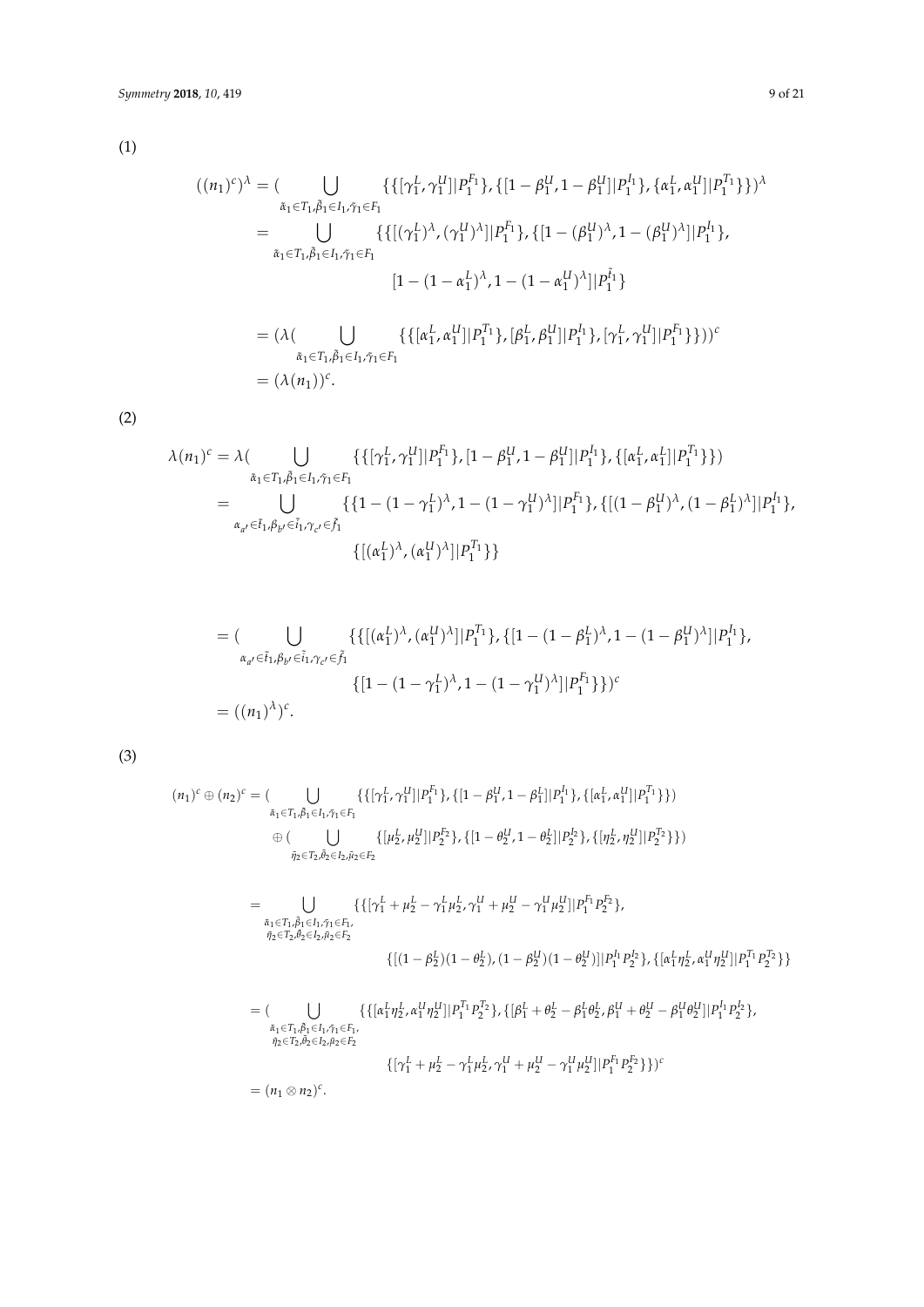(1)

$$
\begin{aligned}
((n_1)^c)^\lambda &= \Big( \bigcup_{\tilde{\alpha}_1 \in T_1, \tilde{\beta}_1 \in I_1, \tilde{\gamma}_1 \in F_1} \{ \{ [\gamma_1^L, \gamma_1^U] | P_1^{F_1} \}, \{ [1-\beta_1^U, 1-\beta_1^U] | P_1^{I_1} \}, \{ \alpha_1^L, \alpha_1^U ] | P_1^{T_1} \} \} \Big)^\lambda \\
&= \bigcup_{\tilde{\alpha}_1 \in T_1, \tilde{\beta}_1 \in I_1, \tilde{\gamma}_1 \in F_1} \{ \{ [(\gamma_1^L)^\lambda, (\gamma_1^U)^\lambda] | P_1^{F_1} \}, \{ [1-(\beta_1^U)^\lambda, 1-(\beta_1^U)^\lambda] | P_1^{I_1} \}, \\
&\qquad [1-(1-\alpha_1^L)^\lambda, 1-(1-\alpha_1^U)^\lambda] | P_1^{\tilde{I}_1} \} \\
&= \Big( \lambda \Big( \bigcup_{\tilde{\alpha}_1 \in T_1, \tilde{\beta}_1 \in I_1, \tilde{\gamma}_1 \in F_1} \{ \{ [\alpha_1^L, \alpha_1^U] | P_1^{T_1} \}, [\beta_1^L, \beta_1^U] | P_1^{I_1} \}, [\gamma_1^L, \gamma_1^U] | P_1^{F_1} \} \} \Big) \Big)^c \\
&= (\lambda(n_1))^c.
\end{aligned}
$$

(2)

$$
\begin{aligned}
\lambda(n_1)^c &= \lambda \Big( \bigcup_{\tilde{\alpha}_1 \in T_1, \tilde{\beta}_1 \in I_1, \tilde{\gamma}_1 \in F_1} \{ \{ [\gamma_1^L, \gamma_1^U] | P_1^{F_1} \}, [1-\beta_1^U, 1-\beta_1^U] | P_1^{I_1} \}, \{ [\alpha_1^L, \alpha_1^L] | P_1^{T_1} \} \} \Big) \\
&= \bigcup_{\alpha_{a'} \in \tilde{t}_1, \beta_{b'} \in \tilde{i}_1, \gamma_{c'} \in \tilde{f}_1} \{ \{ 1-(1-\gamma_1^L)^\lambda, 1-(1-\gamma_1^U)^\lambda] | P_1^{F_1} \}, \{ [(1-\beta_1^U)^\lambda, (1-\beta_1^L)^\lambda] | P_1^{I_1} \}, \\
&\qquad \{ [(\alpha_1^L)^\lambda, (\alpha_1^U)^\lambda] | P_1^{T_1} \} \} \\
&= \Big( \bigcup_{\alpha_{a'} \in \tilde{t}_1, \beta_{b'} \in \tilde{i}_1, \gamma_{c'} \in \tilde{f}_1} \{ \{ [(\alpha_1^L)^\lambda, (\alpha_1^U)^\lambda] | P_1^{T_1} \}, \{ [1-(1-\beta_1^L)^\lambda, 1-(1-\beta_1^U)^\lambda] | P_1^{I_1} \}, \\
&\qquad \{ [1-(1-\gamma_1^L)^\lambda, 1-(1-\gamma_1^U)^\lambda] | P_1^{F_1} \} \} \Big)^c \\
&= ((n_1)^\lambda)^c.
\end{aligned}
$$

(3)

$$
\begin{aligned}
(n_1)^c \oplus (n_2)^c &= \Big( \bigcup_{\tilde{\alpha}_1 \in T_1, \tilde{\beta}_1 \in I_1, \tilde{\gamma}_1 \in F_1} \{ \{ [\gamma_1^L, \gamma_1^U] | P_1^{F_1} \}, \{ [1-\beta_1^U, 1-\beta_1^L] | P_1^{I_1} \}, \{ [\alpha_1^L, \alpha_1^U] | P_1^{T_1} \} \} \Big) \\
&\quad \oplus \Big( \bigcup_{\tilde{\eta}_2 \in T_2, \tilde{\theta}_2 \in I_2, \tilde{\mu}_2 \in F_2} \{ [\mu_2^L, \mu_2^U] | P_2^{F_2} \}, \{ [1-\theta_2^U, 1-\theta_2^L] | P_2^{I_2} \}, \{ [\eta_2^L, \eta_2^U] | P_2^{T_2} \} \} \Big) \\
&= \bigcup_{\substack{\tilde{\alpha}_1 \in T_1, \tilde{\beta}_1 \in I_1, \tilde{\gamma}_1 \in F_1, \\ \tilde{\eta}_2 \in T_2, \tilde{\theta}_2 \in I_2, \tilde{\mu}_2 \in F_2}} \{ \{ [\gamma_1^L + \mu_2^L - \gamma_1^L \mu_2^L, \gamma_1^U + \mu_2^U - \gamma_1^U \mu_2^U] | P_1^{F_1} P_2^{F_2} \}, \\
&\qquad \{ [(1-\beta_2^L)(1-\theta_2^L), (1-\beta_2^U)(1-\theta_2^U)] | P_1^{I_1} P_2^{I_2} \}, \{ [\alpha_1^L \eta_2^L, \alpha_1^U \eta_2^U] | P_1^{T_1} P_2^{T_2} \} \} \\
&= \Big( \bigcup_{\substack{\tilde{\alpha}_1 \in T_1, \tilde{\beta}_1 \in I_1, \tilde{\gamma}_1 \in F_1, \\ \tilde{\eta}_2 \in T_2, \tilde{\theta}_2 \in I_2, \tilde{\mu}_2 \in F_2}} \{ \{ [\alpha_1^L \eta_2^L, \alpha_1^U \eta_2^U] | P_1^{T_1} P_2^{T_2} \}, \{ [\beta_1^L + \theta_2^L - \beta_1^L \theta_2^L, \beta_1^U + \theta_2^U - \beta_1^U \theta_2^U] | P_1^{I_1} P_2^{I_2} \}, \\
&\qquad \{ [\gamma_1^L + \mu_2^L - \gamma_1^L \mu_2^L, \gamma_1^U + \mu_2^U - \gamma_1^U \mu_2^U] | P_1^{F_1} P_2^{F_2} \} \} \Big)^c \\
&= (n_1 \otimes n_2)^c.
\end{aligned}
$$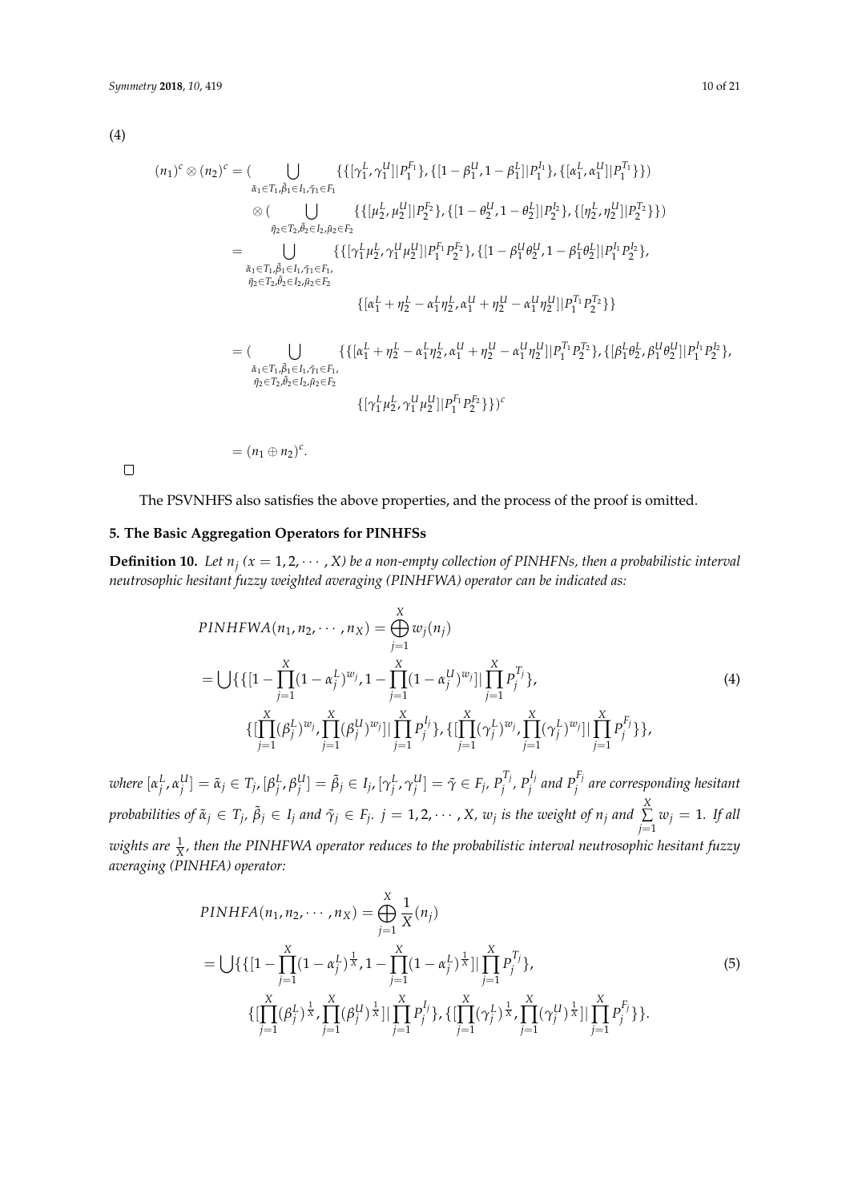(4)

$$
\begin{aligned}
(n_1)^c \otimes (n_2)^c &= \Big( \bigcup_{\tilde{\alpha}_1 \in T_1, \tilde{\beta}_1 \in I_1, \tilde{\gamma}_1 \in F_1} \{\{[\gamma_1^L, \gamma_1^U] | P_1^{F_1}\}, \{[1-\beta_1^U, 1-\beta_1^L] | P_1^{I_1}\}, \{[\alpha_1^L, \alpha_1^U] | P_1^{T_1}\}\} \Big) \\
&\quad \otimes \Big( \bigcup_{\tilde{\eta}_2 \in T_2, \tilde{\theta}_2 \in I_2, \tilde{\mu}_2 \in F_2} \{\{[\mu_2^L, \mu_2^U] | P_2^{F_2}\}, \{[1-\theta_2^U, 1-\theta_2^L] | P_2^{I_2}\}, \{[\eta_2^L, \eta_2^U] | P_2^{T_2}\}\} \Big) \\
&= \bigcup_{\substack{\tilde{\alpha}_1 \in T_1, \tilde{\beta}_1 \in I_1, \tilde{\gamma}_1 \in F_1, \\ \tilde{\eta}_2 \in T_2, \tilde{\theta}_2 \in I_2, \tilde{\mu}_2 \in F_2}} \{\{[\gamma_1^L \mu_2^L, \gamma_1^U \mu_2^U] | P_1^{F_1} P_2^{F_2}\}, \{[1-\beta_1^U \theta_2^U, 1-\beta_1^L \theta_2^L] | P_1^{I_1} P_2^{I_2}\}, \\
&\qquad \{[\alpha_1^L + \eta_2^L - \alpha_1^L \eta_2^L, \alpha_1^U + \eta_2^U - \alpha_1^U \eta_2^U] | P_1^{T_1} P_2^{T_2}\}\} \\
&= \Big( \bigcup_{\substack{\tilde{\alpha}_1 \in T_1, \tilde{\beta}_1 \in I_1, \tilde{\gamma}_1 \in F_1, \\ \tilde{\eta}_2 \in T_2, \tilde{\theta}_2 \in I_2, \tilde{\mu}_2 \in F_2}} \{\{[\alpha_1^L + \eta_2^L - \alpha_1^L \eta_2^L, \alpha_1^U + \eta_2^U - \alpha_1^U \eta_2^U] | P_1^{T_1} P_2^{T_2}\}, \{[\beta_1^L \theta_2^L, \beta_1^U \theta_2^U] | P_1^{I_1} P_2^{I_2}\}, \\
&\qquad \{[\gamma_1^L \mu_2^L, \gamma_1^U \mu_2^U] | P_1^{F_1} P_2^{F_2}\}\} \Big)^c \\
&= (n_1 \oplus n_2)^c.
\end{aligned}
$$

□

The PSVNHFS also satisfies the above properties, and the process of the proof is omitted.

## 5. The Basic Aggregation Operators for PINHFSs

**Definition 10.** *Let $n_j$ ($x = 1, 2, \cdots, X$) be a non-empty collection of PINHFNs, then a probabilistic interval neutrosophic hesitant fuzzy weighted averaging (PINHFWA) operator can be indicated as:*

$$
\begin{aligned}
& PINHFWA(n_1, n_2, \cdots, n_X) = \bigoplus_{j=1}^{X} w_j(n_j) \\
&= \bigcup \{\{[1 - \prod_{j=1}^{X}(1-\alpha_j^L)^{w_j}, 1 - \prod_{j=1}^{X}(1-\alpha_j^U)^{w_j}] | \prod_{j=1}^{X} P_j^{T_j}\}, \qquad (4) \\
&\quad \{[\prod_{j=1}^{X}(\beta_j^L)^{w_j}, \prod_{j=1}^{X}(\beta_j^U)^{w_j}] | \prod_{j=1}^{X} P_j^{I_j}\}, \{[\prod_{j=1}^{X}(\gamma_j^L)^{w_j}, \prod_{j=1}^{X}(\gamma_j^L)^{w_j}] | \prod_{j=1}^{X} P_j^{F_j}\}\},
\end{aligned}
$$

*where $[\alpha_j^L, \alpha_j^U] = \tilde{\alpha}_j \in T_j$, $[\beta_j^L, \beta_j^U] = \tilde{\beta}_j \in I_j$, $[\gamma_j^L, \gamma_j^U] = \tilde{\gamma} \in F_j$, $P_j^{T_j}$, $P_j^{I_j}$ and $P_j^{F_j}$ are corresponding hesitant probabilities of $\tilde{\alpha}_j \in T_j$, $\tilde{\beta}_j \in I_j$ and $\tilde{\gamma}_j \in F_j$. $j = 1, 2, \cdots, X$, $w_j$ is the weight of $n_j$ and $\sum_{j=1}^{X} w_j = 1$. If all wights are $\frac{1}{X}$, then the PINHFWA operator reduces to the probabilistic interval neutrosophic hesitant fuzzy averaging (PINHFA) operator:*

$$
\begin{aligned}
& PINHFA(n_1, n_2, \cdots, n_X) = \bigoplus_{j=1}^{X} \frac{1}{X}(n_j) \\
&= \bigcup \{\{[1 - \prod_{j=1}^{X}(1-\alpha_j^L)^{\frac{1}{X}}, 1 - \prod_{j=1}^{X}(1-\alpha_j^L)^{\frac{1}{X}}] | \prod_{j=1}^{X} P_j^{T_j}\}, \qquad (5) \\
&\quad \{[\prod_{j=1}^{X}(\beta_j^L)^{\frac{1}{X}}, \prod_{j=1}^{X}(\beta_j^U)^{\frac{1}{X}}] | \prod_{j=1}^{X} P_j^{I_j}\}, \{[\prod_{j=1}^{X}(\gamma_j^L)^{\frac{1}{X}}, \prod_{j=1}^{X}(\gamma_j^U)^{\frac{1}{X}}] | \prod_{j=1}^{X} P_j^{F_j}\}\}.
\end{aligned}
$$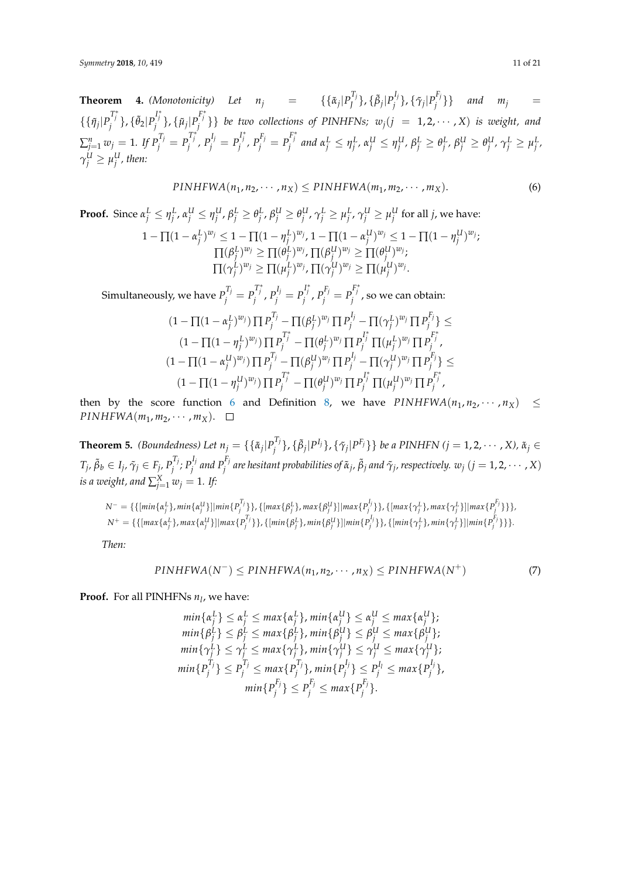**Theorem 4.** *(Monotonicity) Let* $n_j = \{\{\tilde{\alpha}_j|P_j^{T_j}\}, \{\tilde{\beta}_j|P_j^{I_j}\}, \{\tilde{\gamma}_j|P_j^{F_j}\}\}$ *and* $m_j = \{\{\tilde{\eta}_j|P_j^{T_j^*}\}, \{\tilde{\theta}_2|P_j^{I_j^*}\}, \{\tilde{\mu}_j|P_j^{F_j^*}\}\}$ *be two collections of PINHFNs;* $w_j (j = 1, 2, \cdots, X)$ *is weight, and* $\sum_{j=1}^{n} w_j = 1$*. If* $P_j^{T_j} = P_j^{T_j^*}$*,* $P_j^{I_j} = P_j^{I_j^*}$*,* $P_j^{F_j} = P_j^{F_j^*}$ *and* $\alpha_j^L \leq \eta_j^L$*,* $\alpha_j^U \leq \eta_j^U$*,* $\beta_j^L \geq \theta_j^L$*,* $\beta_j^U \geq \theta_j^U$*,* $\gamma_j^L \geq \mu_j^L$*,* $\gamma_j^U \geq \mu_j^U$*, then:*

$$PINHFWA(n_1, n_2, \cdots, n_X) \leq PINHFWA(m_1, m_2, \cdots, m_X). \tag{6}$$

**Proof.** Since $\alpha_j^L \leq \eta_j^L$, $\alpha_j^U \leq \eta_j^U$, $\beta_j^L \geq \theta_j^L$, $\beta_j^U \geq \theta_j^U$, $\gamma_j^L \geq \mu_j^L$, $\gamma_j^U \geq \mu_j^U$ for all $j$, we have:

$$1 - \prod(1-\alpha_j^L)^{w_j} \leq 1 - \prod(1-\eta_j^L)^{w_j}, 1 - \prod(1-\alpha_j^U)^{w_j} \leq 1 - \prod(1-\eta_j^U)^{w_j};$$
$$\prod(\beta_j^L)^{w_j} \geq \prod(\theta_j^L)^{w_j}, \prod(\beta_j^U)^{w_j} \geq \prod(\theta_j^U)^{w_j};$$
$$\prod(\gamma_j^L)^{w_j} \geq \prod(\mu_j^L)^{w_j}, \prod(\gamma_j^U)^{w_j} \geq \prod(\mu_j^U)^{w_j}.$$

Simultaneously, we have $P_j^{T_j} = P_j^{T_j^*}$, $P_j^{I_j} = P_j^{I_j^*}$, $P_j^{F_j} = P_j^{F_j^*}$, so we can obtain:

$$(1 - \prod(1-\alpha_j^L)^{w_j}) \prod P_j^{T_j} - \prod(\beta_j^L)^{w_j} \prod P_j^{I_j} - \prod(\gamma_j^L)^{w_j} \prod P_j^{F_j}\} \leq$$
$$(1 - \prod(1-\eta_j^L)^{w_j}) \prod P_j^{T_j^*} - \prod(\theta_j^L)^{w_j} \prod P_j^{I_j^*} \prod(\mu_j^L)^{w_j} \prod P_j^{F_j^*},$$
$$(1 - \prod(1-\alpha_j^U)^{w_j}) \prod P_j^{T_j} - \prod(\beta_j^U)^{w_j} \prod P_j^{I_j} - \prod(\gamma_j^U)^{w_j} \prod P_j^{F_j}\} \leq$$
$$(1 - \prod(1-\eta_j^U)^{w_j}) \prod P_j^{T_j^*} - \prod(\theta_j^U)^{w_j} \prod P_j^{I_j^*} \prod(\mu_j^U)^{w_j} \prod P_j^{F_j^*},$$

then by the score function 6 and Definition 8, we have $PINHFWA(n_1, n_2, \cdots, n_X) \leq PINHFWA(m_1, m_2, \cdots, m_X)$. □

**Theorem 5.** *(Boundedness) Let* $n_j = \{\{\tilde{\alpha}_j|P_j^{T_j}\}, \{\tilde{\beta}_j|P^{I_j}\}, \{\tilde{\gamma}_j|P^{F_j}\}\}$ *be a PINHFN* $(j = 1, 2, \cdots, X)$*,* $\tilde{\alpha}_j \in T_j$*,* $\tilde{\beta}_b \in I_j$*,* $\tilde{\gamma}_j \in F_j$*,* $P_j^{T_j}$*;* $P_j^{I_j}$ *and* $P_j^{F_j}$ *are hesitant probabilities of* $\tilde{\alpha}_j$*,* $\tilde{\beta}_j$ *and* $\tilde{\gamma}_j$*, respectively.* $w_j$ $(j = 1, 2, \cdots, X)$ *is a weight, and* $\sum_{j=1}^{X} w_j = 1$*. If:*

$$N^- = \{\{[min\{\alpha_j^L\}, min\{\alpha_j^U\}]|min\{P_j^{T_j}\}\}, \{[max\{\beta_j^L\}, max\{\beta_j^U\}]|max\{P_j^{I_j}\}\}, \{[max\{\gamma_j^L\}, max\{\gamma_j^L\}]|max\{P_j^{F_j}\}\}\},$$
$$N^+ = \{\{[max\{\alpha_j^L\}, max\{\alpha_j^U\}]|max\{P_j^{T_j}\}\}, \{[min\{\beta_j^L\}, min\{\beta_j^U\}]|min\{P_j^{I_j}\}\}, \{[min\{\gamma_j^L\}, min\{\gamma_j^L\}]|min\{P_j^{F_j}\}\}\}.$$

*Then:*

$$PINHFWA(N^-) \leq PINHFWA(n_1, n_2, \cdots, n_X) \leq PINHFWA(N^+) \tag{7}$$

**Proof.** For all PINHFNs $n_l$, we have:

$$min\{\alpha_j^L\} \leq \alpha_j^L \leq max\{\alpha_j^L\}, min\{\alpha_j^U\} \leq \alpha_j^U \leq max\{\alpha_j^U\};$$
$$min\{\beta_j^L\} \leq \beta_j^L \leq max\{\beta_j^L\}, min\{\beta_j^U\} \leq \beta_j^U \leq max\{\beta_j^U\};$$
$$min\{\gamma_j^L\} \leq \gamma_j^L \leq max\{\gamma_j^L\}, min\{\gamma_j^U\} \leq \gamma_j^U \leq max\{\gamma_j^U\};$$
$$min\{P_j^{T_j}\} \leq P_j^{T_j} \leq max\{P_j^{T_j}\}, min\{P_j^{I_j}\} \leq P_j^{I_l} \leq max\{P_j^{I_j}\},$$
$$min\{P_j^{F_j}\} \leq P_j^{F_j} \leq max\{P_j^{F_j}\}.$$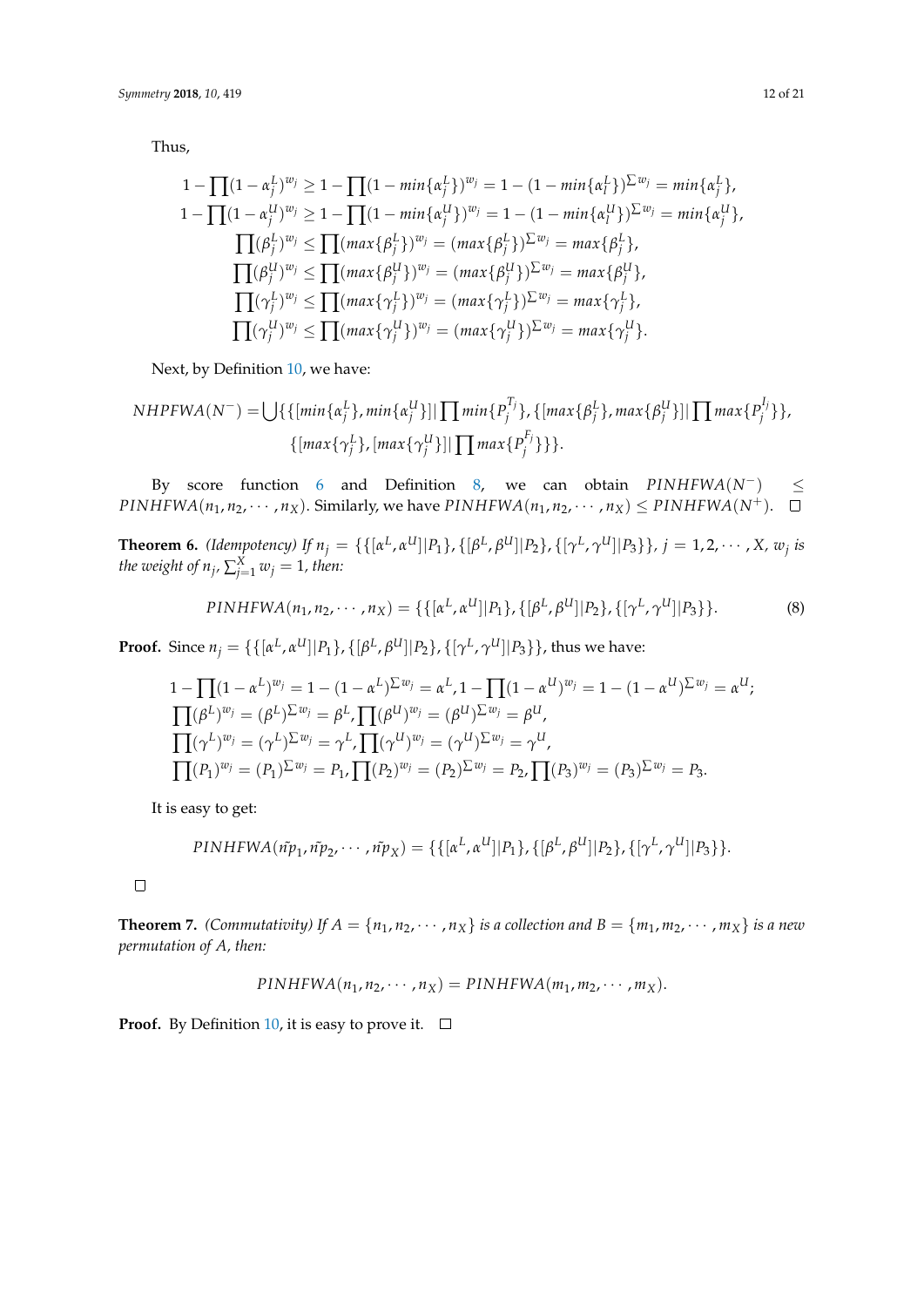Thus,

$$1-\prod(1-\alpha_j^L)^{w_j} \geq 1-\prod(1-min\{\alpha_j^L\})^{w_j} = 1-(1-min\{\alpha_l^L\})^{\Sigma w_j} = min\{\alpha_j^L\},$$
$$1-\prod(1-\alpha_j^U)^{w_j} \geq 1-\prod(1-min\{\alpha_j^U\})^{w_j} = 1-(1-min\{\alpha_l^U\})^{\Sigma w_j} = min\{\alpha_j^U\},$$
$$\prod(\beta_j^L)^{w_j} \leq \prod(max\{\beta_j^L\})^{w_j} = (max\{\beta_j^L\})^{\Sigma w_j} = max\{\beta_j^L\},$$
$$\prod(\beta_j^U)^{w_j} \leq \prod(max\{\beta_j^U\})^{w_j} = (max\{\beta_j^U\})^{\Sigma w_j} = max\{\beta_j^U\},$$
$$\prod(\gamma_j^L)^{w_j} \leq \prod(max\{\gamma_j^L\})^{w_j} = (max\{\gamma_j^L\})^{\Sigma w_j} = max\{\gamma_j^L\},$$
$$\prod(\gamma_j^U)^{w_j} \leq \prod(max\{\gamma_j^U\})^{w_j} = (max\{\gamma_j^U\})^{\Sigma w_j} = max\{\gamma_j^U\}.$$

Next, by Definition 10, we have:

$$NHPFWA(N^-) = \bigcup\{\{[min\{\alpha_j^L\}, min\{\alpha_j^U\}] | \prod min\{P_j^{T_j}\}, \{[max\{\beta_j^L\}, max\{\beta_j^U\}] | \prod max\{P_j^{I_j}\}\},$$
$$\{[max\{\gamma_j^L\}, [max\{\gamma_j^U\}] | \prod max\{P_j^{F_j}\}\}\}.$$

By score function 6 and Definition 8, we can obtain $PINHFWA(N^-) \leq PINHFWA(n_1, n_2, \cdots, n_X)$. Similarly, we have $PINHFWA(n_1, n_2, \cdots, n_X) \leq PINHFWA(N^+)$. □

**Theorem 6.** *(Idempotency) If* $n_j = \{\{[\alpha^L, \alpha^U] | P_1\}, \{[\beta^L, \beta^U] | P_2\}, \{[\gamma^L, \gamma^U] | P_3\}\}$, $j = 1, 2, \cdots, X$, $w_j$ *is the weight of* $n_j$, $\sum_{j=1}^{X} w_j = 1$, *then:*

$$PINHFWA(n_1, n_2, \cdots, n_X) = \{\{[\alpha^L, \alpha^U] | P_1\}, \{[\beta^L, \beta^U] | P_2\}, \{[\gamma^L, \gamma^U] | P_3\}\}. \quad (8)$$

**Proof.** Since $n_j = \{\{[\alpha^L, \alpha^U] | P_1\}, \{[\beta^L, \beta^U] | P_2\}, \{[\gamma^L, \gamma^U] | P_3\}\}$, thus we have:

$$1-\prod(1-\alpha^L)^{w_j} = 1-(1-\alpha^L)^{\Sigma w_j} = \alpha^L, 1-\prod(1-\alpha^U)^{w_j} = 1-(1-\alpha^U)^{\Sigma w_j} = \alpha^U;$$
$$\prod(\beta^L)^{w_j} = (\beta^L)^{\Sigma w_j} = \beta^L, \prod(\beta^U)^{w_j} = (\beta^U)^{\Sigma w_j} = \beta^U,$$
$$\prod(\gamma^L)^{w_j} = (\gamma^L)^{\Sigma w_j} = \gamma^L, \prod(\gamma^U)^{w_j} = (\gamma^U)^{\Sigma w_j} = \gamma^U,$$
$$\prod(P_1)^{w_j} = (P_1)^{\Sigma w_j} = P_1, \prod(P_2)^{w_j} = (P_2)^{\Sigma w_j} = P_2, \prod(P_3)^{w_j} = (P_3)^{\Sigma w_j} = P_3.$$

It is easy to get:

$$PINHFWA(\tilde{n}p_1, \tilde{n}p_2, \cdots, \tilde{n}p_X) = \{\{[\alpha^L, \alpha^U] | P_1\}, \{[\beta^L, \beta^U] | P_2\}, \{[\gamma^L, \gamma^U] | P_3\}\}.$$

□

**Theorem 7.** *(Commutativity) If* $A = \{n_1, n_2, \cdots, n_X\}$ *is a collection and* $B = \{m_1, m_2, \cdots, m_X\}$ *is a new permutation of A, then:*

$$PINHFWA(n_1, n_2, \cdots, n_X) = PINHFWA(m_1, m_2, \cdots, m_X).$$

**Proof.** By Definition 10, it is easy to prove it. □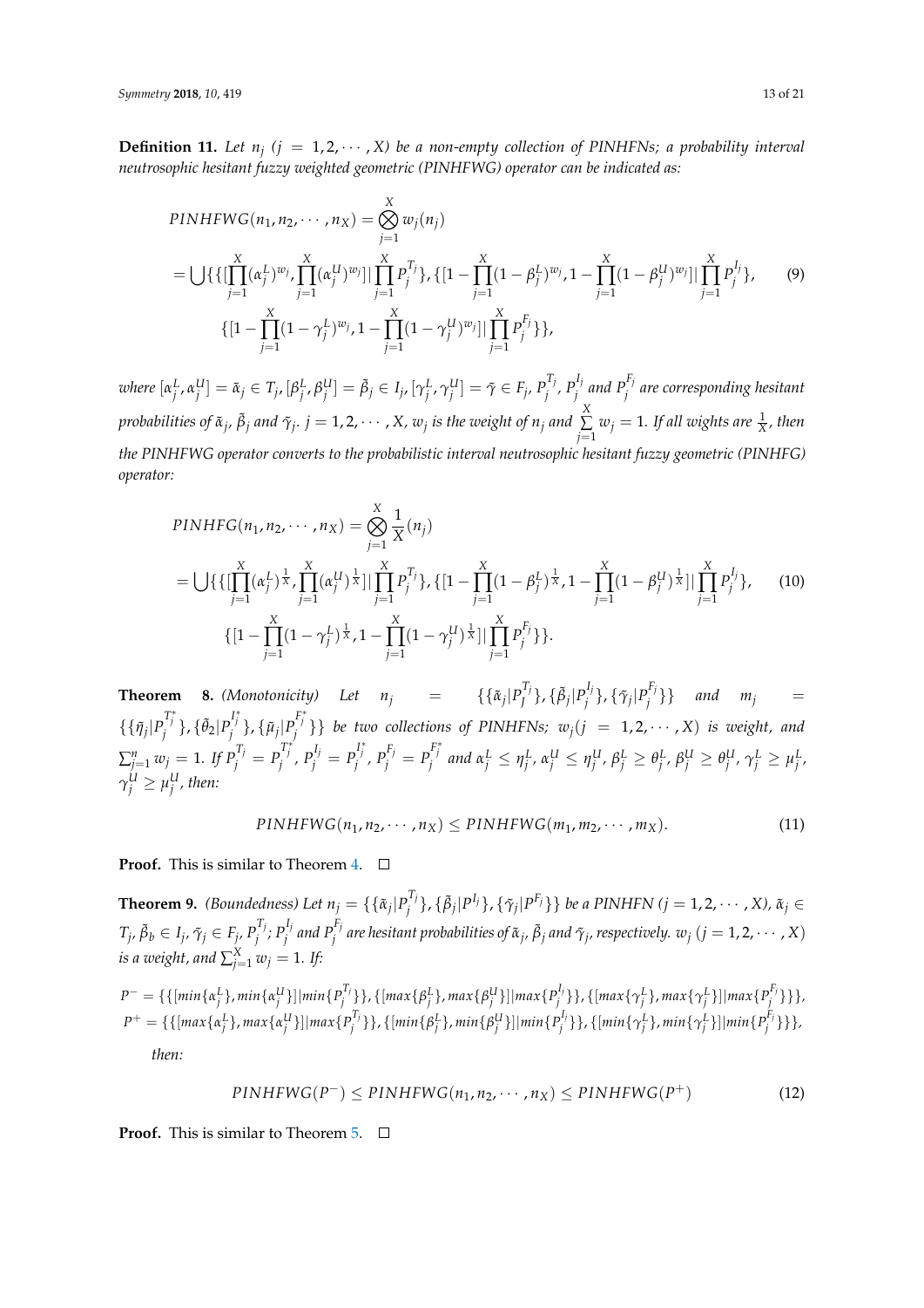**Definition 11.** *Let $n_j$ $(j = 1, 2, \cdots, X)$ be a non-empty collection of PINHFNs; a probability interval neutrosophic hesitant fuzzy weighted geometric (PINHFWG) operator can be indicated as:*

$$
\begin{aligned}
&PINHFWG(n_1, n_2, \cdots, n_X) = \bigotimes_{j=1}^{X} w_j(n_j) \\
&= \bigcup \{\{[\prod_{j=1}^{X}(\alpha_j^L)^{w_j}, \prod_{j=1}^{X}(\alpha_j^U)^{w_j}] | \prod_{j=1}^{X} P_j^{T_j}\}, \{[1 - \prod_{j=1}^{X}(1-\beta_j^L)^{w_j}, 1 - \prod_{j=1}^{X}(1-\beta_j^U)^{w_j}] | \prod_{j=1}^{X} P_j^{I_j}\}, \\
&\quad \{[1 - \prod_{j=1}^{X}(1-\gamma_j^L)^{w_j}, 1 - \prod_{j=1}^{X}(1-\gamma_j^U)^{w_j}] | \prod_{j=1}^{X} P_j^{F_j}\}\},
\end{aligned} \tag{9}
$$

*where $[\alpha_j^L, \alpha_j^U] = \tilde{\alpha}_j \in T_j, [\beta_j^L, \beta_j^U] = \tilde{\beta}_j \in I_j, [\gamma_j^L, \gamma_j^U] = \tilde{\gamma} \in F_j$, $P_j^{T_j}$, $P_j^{I_j}$ and $P_j^{F_j}$ are corresponding hesitant probabilities of $\tilde{\alpha}_j$, $\tilde{\beta}_j$ and $\tilde{\gamma}_j$. $j = 1, 2, \cdots, X$, $w_j$ is the weight of $n_j$ and $\sum_{j=1}^{X} w_j = 1$. If all wights are $\frac{1}{X}$, then the PINHFWG operator converts to the probabilistic interval neutrosophic hesitant fuzzy geometric (PINHFG) operator:*

$$
\begin{aligned}
&PINHFG(n_1, n_2, \cdots, n_X) = \bigotimes_{j=1}^{X} \frac{1}{X}(n_j) \\
&= \bigcup \{\{[\prod_{j=1}^{X}(\alpha_j^L)^{\frac{1}{X}}, \prod_{j=1}^{X}(\alpha_j^U)^{\frac{1}{X}}] | \prod_{j=1}^{X} P_j^{T_j}\}, \{[1 - \prod_{j=1}^{X}(1-\beta_j^L)^{\frac{1}{X}}, 1 - \prod_{j=1}^{X}(1-\beta_j^U)^{\frac{1}{X}}] | \prod_{j=1}^{X} P_j^{I_j}\}, \\
&\quad \{[1 - \prod_{j=1}^{X}(1-\gamma_j^L)^{\frac{1}{X}}, 1 - \prod_{j=1}^{X}(1-\gamma_j^U)^{\frac{1}{X}}] | \prod_{j=1}^{X} P_j^{F_j}\}\}.
\end{aligned} \tag{10}
$$

**Theorem 8.** *(Monotonicity) Let $n_j = \{\{\tilde{\alpha}_j | P_j^{T_j}\}, \{\tilde{\beta}_j | P_j^{I_j}\}, \{\tilde{\gamma}_j | P_j^{F_j}\}\}$ and $m_j = \{\{\tilde{\eta}_j | P_j^{T_j^*}\}, \{\tilde{\theta}_2 | P_j^{I_j^*}\}, \{\tilde{\mu}_j | P_j^{F_j^*}\}\}$ be two collections of PINHFNs; $w_j (j = 1, 2, \cdots, X)$ is weight, and $\sum_{j=1}^{n} w_j = 1$. If $P_j^{T_j} = P_j^{T_j^*}$, $P_j^{I_j} = P_j^{I_j^*}$, $P_j^{F_j} = P_j^{F_j^*}$ and $\alpha_j^L \leq \eta_j^L$, $\alpha_j^U \leq \eta_j^U$, $\beta_j^L \geq \theta_j^L$, $\beta_j^U \geq \theta_j^U$, $\gamma_j^L \geq \mu_j^L$, $\gamma_j^U \geq \mu_j^U$, then:*

$$
PINHFWG(n_1, n_2, \cdots, n_X) \leq PINHFWG(m_1, m_2, \cdots, m_X). \tag{11}
$$

**Proof.** This is similar to Theorem 4. □

**Theorem 9.** *(Boundedness) Let $n_j = \{\{\tilde{\alpha}_j | P_j^{T_j}\}, \{\tilde{\beta}_j | P^{I_j}\}, \{\tilde{\gamma}_j | P^{F_j}\}\}$ be a PINHFN $(j = 1, 2, \cdots, X)$, $\tilde{\alpha}_j \in T_j$, $\tilde{\beta}_b \in I_j$, $\tilde{\gamma}_j \in F_j$, $P_j^{T_j}$; $P_j^{I_j}$ and $P_j^{F_j}$ are hesitant probabilities of $\tilde{\alpha}_j$, $\tilde{\beta}_j$ and $\tilde{\gamma}_j$, respectively. $w_j$ $(j = 1, 2, \cdots, X)$ is a weight, and $\sum_{j=1}^{X} w_j = 1$. If:*

$$
P^- = \{\{[min\{\alpha_j^L\}, min\{\alpha_j^U\}] | min\{P_j^{T_j}\}\}, \{[max\{\beta_j^L\}, max\{\beta_j^U\}] | max\{P_j^{I_j}\}\}, \{[max\{\gamma_j^L\}, max\{\gamma_j^L\}] | max\{P_j^{F_j}\}\}\},
$$
$$
P^+ = \{\{[max\{\alpha_j^L\}, max\{\alpha_j^U\}] | max\{P_j^{T_j}\}\}, \{[min\{\beta_j^L\}, min\{\beta_j^U\}] | min\{P_j^{I_j}\}\}, \{[min\{\gamma_j^L\}, min\{\gamma_j^L\}] | min\{P_j^{F_j}\}\}\},
$$

*then:*

$$
PINHFWG(P^-) \leq PINHFWG(n_1, n_2, \cdots, n_X) \leq PINHFWG(P^+) \tag{12}
$$

**Proof.** This is similar to Theorem 5. □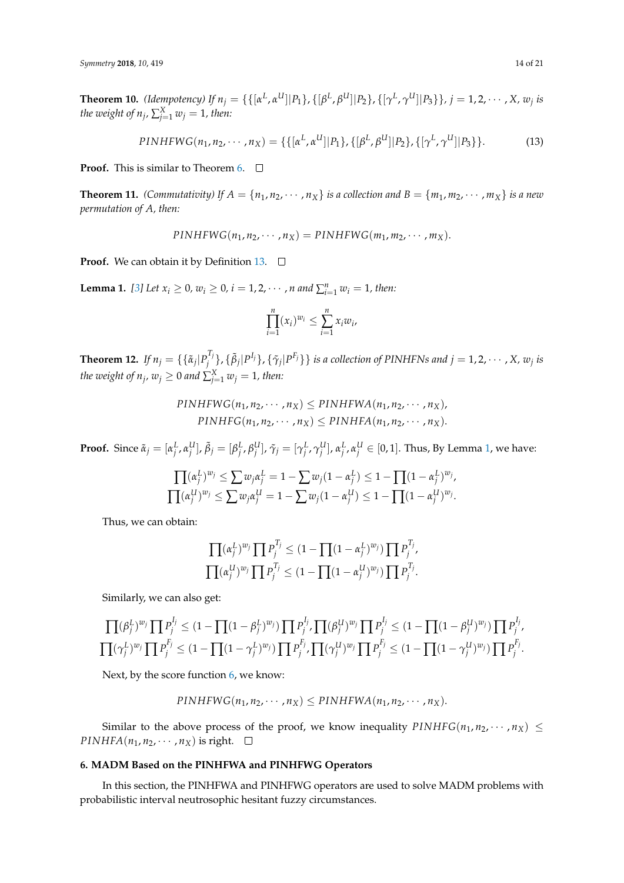**Theorem 10.** *(Idempotency) If $n_j = \{\{[\alpha^L, \alpha^U]|P_1\}, \{[\beta^L, \beta^U]|P_2\}, \{[\gamma^L, \gamma^U]|P_3\}\}$, $j = 1, 2, \cdots, X$, $w_j$ is the weight of $n_j$, $\sum_{j=1}^{X} w_j = 1$, then:*

$$PINHFWG(n_1, n_2, \cdots, n_X) = \{\{[\alpha^L, \alpha^U]|P_1\}, \{[\beta^L, \beta^U]|P_2\}, \{[\gamma^L, \gamma^U]|P_3\}\}. \tag{13}$$

**Proof.** This is similar to Theorem 6. □

**Theorem 11.** *(Commutativity) If $A = \{n_1, n_2, \cdots, n_X\}$ is a collection and $B = \{m_1, m_2, \cdots, m_X\}$ is a new permutation of $A$, then:*

$$PINHFWG(n_1, n_2, \cdots, n_X) = PINHFWG(m_1, m_2, \cdots, m_X).$$

**Proof.** We can obtain it by Definition 13. □

**Lemma 1.** *[3] Let $x_i \geq 0$, $w_i \geq 0$, $i = 1, 2, \cdots, n$ and $\sum_{i=1}^{n} w_i = 1$, then:*

$$\prod_{i=1}^{n} (x_i)^{w_i} \leq \sum_{i=1}^{n} x_i w_i,$$

**Theorem 12.** *If $n_j = \{\{\tilde{\alpha}_j | P_j^{T_j}\}, \{\tilde{\beta}_j | P^{I_j}\}, \{\tilde{\gamma}_j | P^{F_j}\}\}$ is a collection of PINHFNs and $j = 1, 2, \cdots, X$, $w_j$ is the weight of $n_j$, $w_j \geq 0$ and $\sum_{j=1}^{X} w_j = 1$, then:*

$$PINHFWG(n_1, n_2, \cdots, n_X) \leq PINHFWA(n_1, n_2, \cdots, n_X),$$
$$PINHFG(n_1, n_2, \cdots, n_X) \leq PINHFA(n_1, n_2, \cdots, n_X).$$

**Proof.** Since $\tilde{\alpha}_j = [\alpha_j^L, \alpha_j^U]$, $\tilde{\beta}_j = [\beta_j^L, \beta_j^U]$, $\tilde{\gamma}_j = [\gamma_j^L, \gamma_j^U]$, $\alpha_j^L, \alpha_j^U \in [0, 1]$. Thus, By Lemma 1, we have:

$$\prod (\alpha_j^L)^{w_j} \leq \sum w_j \alpha_j^L = 1 - \sum w_j (1 - \alpha_j^L) \leq 1 - \prod (1 - \alpha_j^L)^{w_j},$$
$$\prod (\alpha_j^U)^{w_j} \leq \sum w_j \alpha_j^U = 1 - \sum w_j (1 - \alpha_j^U) \leq 1 - \prod (1 - \alpha_j^U)^{w_j}.$$

Thus, we can obtain:

$$\prod (\alpha_j^L)^{w_j} \prod P_j^{T_j} \leq (1 - \prod (1 - \alpha_j^L)^{w_j}) \prod P_j^{T_j},$$
$$\prod (\alpha_j^U)^{w_j} \prod P_j^{T_j} \leq (1 - \prod (1 - \alpha_j^U)^{w_j}) \prod P_j^{T_j}.$$

Similarly, we can also get:

$$\prod (\beta_j^L)^{w_j} \prod P_j^{I_j} \leq (1 - \prod (1 - \beta_j^L)^{w_j}) \prod P_j^{I_j}, \prod (\beta_j^U)^{w_j} \prod P_j^{I_j} \leq (1 - \prod (1 - \beta_j^U)^{w_j}) \prod P_j^{I_j},$$
$$\prod (\gamma_j^L)^{w_j} \prod P_j^{F_j} \leq (1 - \prod (1 - \gamma_j^L)^{w_j}) \prod P_j^{F_j}, \prod (\gamma_j^U)^{w_j} \prod P_j^{F_j} \leq (1 - \prod (1 - \gamma_j^U)^{w_j}) \prod P_j^{F_j}.$$

Next, by the score function 6, we know:

$$PINHFWG(n_1, n_2, \cdots, n_X) \leq PINHFWA(n_1, n_2, \cdots, n_X).$$

Similar to the above process of the proof, we know inequality $PINHFG(n_1, n_2, \cdots, n_X) \leq PINHFA(n_1, n_2, \cdots, n_X)$ is right. □

## 6. MADM Based on the PINHFWA and PINHFWG Operators

In this section, the PINHFWA and PINHFWG operators are used to solve MADM problems with probabilistic interval neutrosophic hesitant fuzzy circumstances.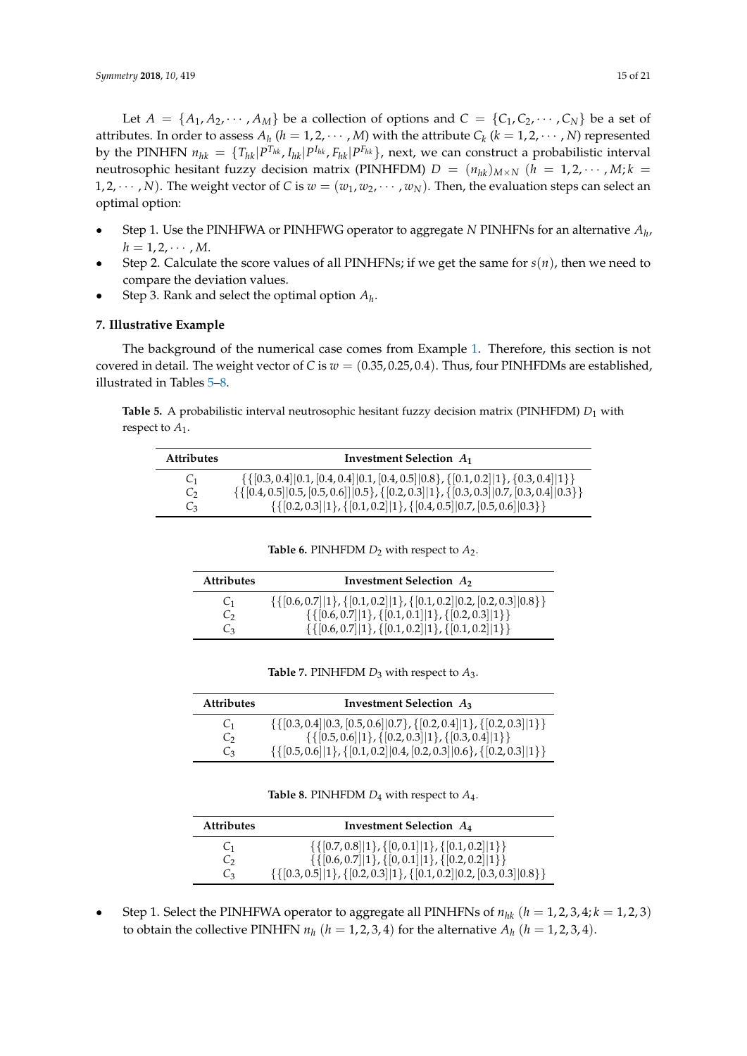Let $A = \{A_1, A_2, \cdots, A_M\}$ be a collection of options and $C = \{C_1, C_2, \cdots, C_N\}$ be a set of attributes. In order to assess $A_h$ $(h = 1, 2, \cdots, M)$ with the attribute $C_k$ $(k = 1, 2, \cdots, N)$ represented by the PINHFN $n_{hk} = \{T_{hk}|P^{T_{hk}}, I_{hk}|P^{I_{hk}}, F_{hk}|P^{F_{hk}}\}$, next, we can construct a probabilistic interval neutrosophic hesitant fuzzy decision matrix (PINHFDM) $D = (n_{hk})_{M\times N}$ $(h = 1, 2, \cdots, M; k = 1, 2, \cdots, N)$. The weight vector of $C$ is $w = (w_1, w_2, \cdots, w_N)$. Then, the evaluation steps can select an optimal option:

- Step 1. Use the PINHFWA or PINHFWG operator to aggregate $N$ PINHFNs for an alternative $A_h$, $h = 1, 2, \cdots, M$.
- Step 2. Calculate the score values of all PINHFNs; if we get the same for $s(n)$, then we need to compare the deviation values.
- Step 3. Rank and select the optimal option $A_h$.

## 7. Illustrative Example

The background of the numerical case comes from Example 1. Therefore, this section is not covered in detail. The weight vector of $C$ is $w = (0.35, 0.25, 0.4)$. Thus, four PINHFDMs are established, illustrated in Tables 5–8.

**Table 5.** A probabilistic interval neutrosophic hesitant fuzzy decision matrix (PINHFDM) $D_1$ with respect to $A_1$.

| Attributes | Investment Selection $A_1$ |
|---|---|
| $C_1$ | $\{\{[0.3,0.4]\|0.1,[0.4,0.4]\|0.1,[0.4,0.5]\|0.8\},\{[0.1,0.2]\|1\},\{[0.3,0.4]\|1\}\}$ |
| $C_2$ | $\{\{[0.4,0.5]\|0.5,[0.5,0.6]\|0.5\},\{[0.2,0.3]\|1\},\{[0.3,0.3]\|0.7,[0.3,0.4]\|0.3\}\}$ |
| $C_3$ | $\{\{[0.2,0.3]\|1\},\{[0.1,0.2]\|1\},\{[0.4,0.5]\|0.7,[0.5,0.6]\|0.3\}\}$ |

**Table 6.** PINHFDM $D_2$ with respect to $A_2$.

| Attributes | Investment Selection $A_2$ |
|---|---|
| $C_1$ | $\{\{[0.6,0.7]\|1\},\{[0.1,0.2]\|1\},\{[0.1,0.2]\|0.2,[0.2,0.3]\|0.8\}\}$ |
| $C_2$ | $\{\{[0.6,0.7]\|1\},\{[0.1,0.1]\|1\},\{[0.2,0.3]\|1\}\}$ |
| $C_3$ | $\{\{[0.6,0.7]\|1\},\{[0.1,0.2]\|1\},\{[0.1,0.2]\|1\}\}$ |

**Table 7.** PINHFDM $D_3$ with respect to $A_3$.

| Attributes | Investment Selection $A_3$ |
|---|---|
| $C_1$ | $\{\{[0.3,0.4]\|0.3,[0.5,0.6]\|0.7\},\{[0.2,0.4]\|1\},\{[0.2,0.3]\|1\}\}$ |
| $C_2$ | $\{\{[0.5,0.6]\|1\},\{[0.2,0.3]\|1\},\{[0.3,0.4]\|1\}\}$ |
| $C_3$ | $\{\{[0.5,0.6]\|1\},\{[0.1,0.2]\|0.4,[0.2,0.3]\|0.6\},\{[0.2,0.3]\|1\}\}$ |

**Table 8.** PINHFDM $D_4$ with respect to $A_4$.

| Attributes | Investment Selection $A_4$ |
|---|---|
| $C_1$ | $\{\{[0.7,0.8]\|1\},\{[0,0.1]\|1\},\{[0.1,0.2]\|1\}\}$ |
| $C_2$ | $\{\{[0.6,0.7]\|1\},\{[0,0.1]\|1\},\{[0.2,0.2]\|1\}\}$ |
| $C_3$ | $\{\{[0.3,0.5]\|1\},\{[0.2,0.3]\|1\},\{[0.1,0.2]\|0.2,[0.3,0.3]\|0.8\}\}$ |

- Step 1. Select the PINHFWA operator to aggregate all PINHFNs of $n_{hk}$ $(h = 1, 2, 3, 4; k = 1, 2, 3)$ to obtain the collective PINHFN $n_h$ $(h = 1, 2, 3, 4)$ for the alternative $A_h$ $(h = 1, 2, 3, 4)$.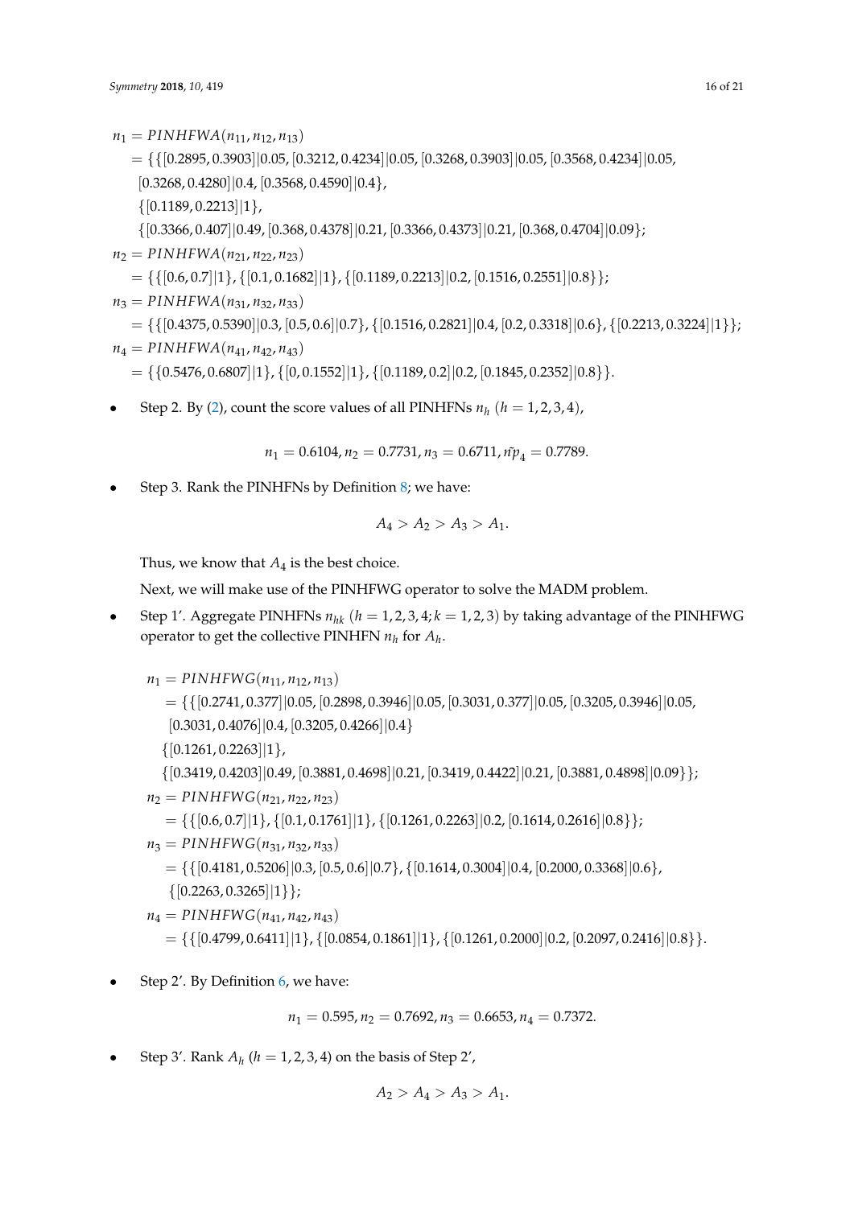$$
\begin{aligned}
n_1 &= PINHFWA(n_{11}, n_{12}, n_{13}) \\
&= \{\{[0.2895, 0.3903]|0.05, [0.3212, 0.4234]|0.05, [0.3268, 0.3903]|0.05, [0.3568, 0.4234]|0.05, \\
&\quad [0.3268, 0.4280]|0.4, [0.3568, 0.4590]|0.4\}, \\
&\quad \{[0.1189, 0.2213]|1\}, \\
&\quad \{[0.3366, 0.407]|0.49, [0.368, 0.4378]|0.21, [0.3366, 0.4373]|0.21, [0.368, 0.4704]|0.09\}; \\
n_2 &= PINHFWA(n_{21}, n_{22}, n_{23}) \\
&= \{\{[0.6, 0.7]|1\}, \{[0.1, 0.1682]|1\}, \{[0.1189, 0.2213]|0.2, [0.1516, 0.2551]|0.8\}\}; \\
n_3 &= PINHFWA(n_{31}, n_{32}, n_{33}) \\
&= \{\{[0.4375, 0.5390]|0.3, [0.5, 0.6]|0.7\}, \{[0.1516, 0.2821]|0.4, [0.2, 0.3318]|0.6\}, \{[0.2213, 0.3224]|1\}\}; \\
n_4 &= PINHFWA(n_{41}, n_{42}, n_{43}) \\
&= \{\{0.5476, 0.6807]|1\}, \{[0, 0.1552]|1\}, \{[0.1189, 0.2]|0.2, [0.1845, 0.2352]|0.8\}\}.
\end{aligned}
$$

- Step 2. By (2), count the score values of all PINHFNs $n_h$ $(h = 1, 2, 3, 4)$,

$$n_1 = 0.6104, n_2 = 0.7731, n_3 = 0.6711, \tilde{np}_4 = 0.7789.$$

- Step 3. Rank the PINHFNs by Definition 8; we have:

$$A_4 > A_2 > A_3 > A_1.$$

Thus, we know that $A_4$ is the best choice.

Next, we will make use of the PINHFWG operator to solve the MADM problem.

- Step 1′. Aggregate PINHFNs $n_{hk}$ $(h = 1, 2, 3, 4; k = 1, 2, 3)$ by taking advantage of the PINHFWG operator to get the collective PINHFN $n_h$ for $A_h$.

$$
\begin{aligned}
n_1 &= PINHFWG(n_{11}, n_{12}, n_{13}) \\
&= \{\{[0.2741, 0.377]|0.05, [0.2898, 0.3946]|0.05, [0.3031, 0.377]|0.05, [0.3205, 0.3946]|0.05, \\
&\quad [0.3031, 0.4076]|0.4, [0.3205, 0.4266]|0.4\} \\
&\quad \{[0.1261, 0.2263]|1\}, \\
&\quad \{[0.3419, 0.4203]|0.49, [0.3881, 0.4698]|0.21, [0.3419, 0.4422]|0.21, [0.3881, 0.4898]|0.09\}\}; \\
n_2 &= PINHFWG(n_{21}, n_{22}, n_{23}) \\
&= \{\{[0.6, 0.7]|1\}, \{[0.1, 0.1761]|1\}, \{[0.1261, 0.2263]|0.2, [0.1614, 0.2616]|0.8\}\}; \\
n_3 &= PINHFWG(n_{31}, n_{32}, n_{33}) \\
&= \{\{[0.4181, 0.5206]|0.3, [0.5, 0.6]|0.7\}, \{[0.1614, 0.3004]|0.4, [0.2000, 0.3368]|0.6\}, \\
&\quad \{[0.2263, 0.3265]|1\}\}; \\
n_4 &= PINHFWG(n_{41}, n_{42}, n_{43}) \\
&= \{\{[0.4799, 0.6411]|1\}, \{[0.0854, 0.1861]|1\}, \{[0.1261, 0.2000]|0.2, [0.2097, 0.2416]|0.8\}\}.
\end{aligned}
$$

- Step 2′. By Definition 6, we have:

$$n_1 = 0.595, n_2 = 0.7692, n_3 = 0.6653, n_4 = 0.7372.$$

- Step 3′. Rank $A_h$ $(h = 1, 2, 3, 4)$ on the basis of Step 2′,

$$A_2 > A_4 > A_3 > A_1.$$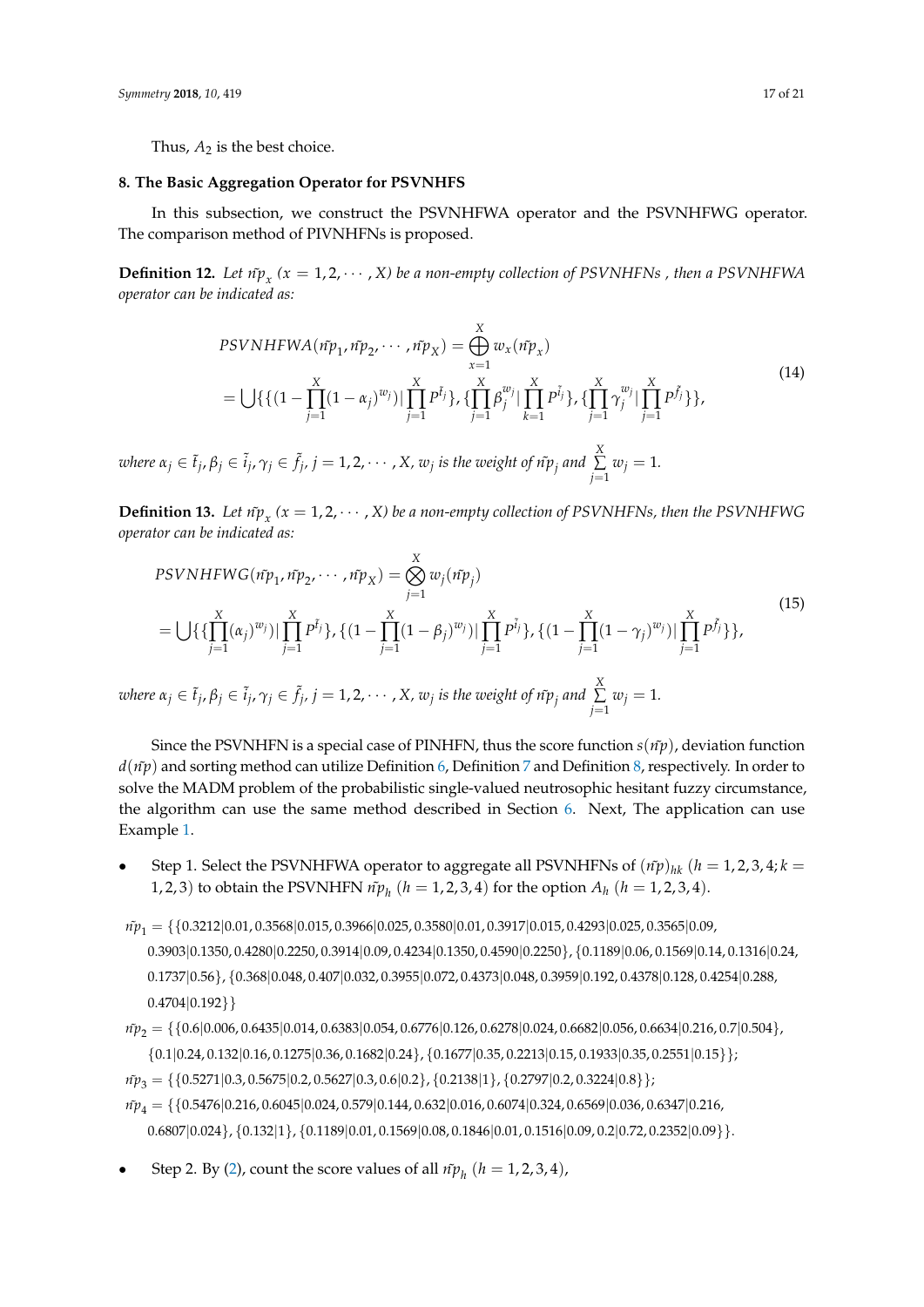Thus, $A_2$ is the best choice.

## 8. The Basic Aggregation Operator for PSVNHFS

In this subsection, we construct the PSVNHFWA operator and the PSVNHFWG operator. The comparison method of PIVNHFNs is proposed.

**Definition 12.** *Let $\tilde{np}_x$ $(x = 1, 2, \cdots, X)$ be a non-empty collection of PSVNHFNs , then a PSVNHFWA operator can be indicated as:*

$$
\begin{aligned}
&PSVNHFWA(\tilde{np}_1, \tilde{np}_2, \cdots, \tilde{np}_X) = \bigoplus_{x=1}^{X} w_x(\tilde{np}_x) \\
&= \bigcup \{\{(1 - \prod_{j=1}^{X}(1-\alpha_j)^{w_j}) | \prod_{j=1}^{X} P^{\tilde{t}_j}\}, \{\prod_{j=1}^{X} \beta_j^{w_j} | \prod_{k=1}^{X} P^{\tilde{i}_j}\}, \{\prod_{j=1}^{X} \gamma_j^{w_j} | \prod_{j=1}^{X} P^{\tilde{f}_j}\}\},
\end{aligned}
\tag{14}
$$

*where $\alpha_j \in \tilde{t}_j, \beta_j \in \tilde{i}_j, \gamma_j \in \tilde{f}_j$, $j = 1, 2, \cdots, X$, $w_j$ is the weight of $\tilde{np}_j$ and $\sum_{j=1}^{X} w_j = 1$.*

**Definition 13.** *Let $\tilde{np}_x$ $(x = 1, 2, \cdots, X)$ be a non-empty collection of PSVNHFNs, then the PSVNHFWG operator can be indicated as:*

$$
\begin{aligned}
&PSVNHFWG(\tilde{np}_1, \tilde{np}_2, \cdots, \tilde{np}_X) = \bigotimes_{j=1}^{X} w_j(\tilde{np}_j) \\
&= \bigcup \{\{\prod_{j=1}^{X}(\alpha_j)^{w_j} | \prod_{j=1}^{X} P^{\tilde{t}_j}\}, \{(1 - \prod_{j=1}^{X}(1-\beta_j)^{w_j}) | \prod_{j=1}^{X} P^{\tilde{i}_j}\}, \{(1 - \prod_{j=1}^{X}(1-\gamma_j)^{w_j}) | \prod_{j=1}^{X} P^{\tilde{f}_j}\}\},
\end{aligned}
\tag{15}
$$

*where $\alpha_j \in \tilde{t}_j, \beta_j \in \tilde{i}_j, \gamma_j \in \tilde{f}_j$, $j = 1, 2, \cdots, X$, $w_j$ is the weight of $\tilde{np}_j$ and $\sum_{j=1}^{X} w_j = 1$.*

Since the PSVNHFN is a special case of PINHFN, thus the score function $s(\tilde{np})$, deviation function $d(\tilde{np})$ and sorting method can utilize Definition 6, Definition 7 and Definition 8, respectively. In order to solve the MADM problem of the probabilistic single-valued neutrosophic hesitant fuzzy circumstance, the algorithm can use the same method described in Section 6. Next, The application can use Example 1.

- Step 1. Select the PSVNHFWA operator to aggregate all PSVNHFNs of $(\tilde{np})_{hk}$ $(h = 1, 2, 3, 4; k = 1, 2, 3)$ to obtain the PSVNHFN $\tilde{np}_h$ $(h = 1, 2, 3, 4)$ for the option $A_h$ $(h = 1, 2, 3, 4)$.

$\tilde{np}_1 = \{\{0.3212|0.01, 0.3568|0.015, 0.3966|0.025, 0.3580|0.01, 0.3917|0.015, 0.4293|0.025, 0.3565|0.09, 0.3903|0.1350, 0.4280|0.2250, 0.3914|0.09, 0.4234|0.1350, 0.4590|0.2250\}, \{0.1189|0.06, 0.1569|0.14, 0.1316|0.24, 0.1737|0.56\}, \{0.368|0.048, 0.407|0.032, 0.3955|0.072, 0.4373|0.048, 0.3959|0.192, 0.4378|0.128, 0.4254|0.288, 0.4704|0.192\}\}$

$\tilde{np}_2 = \{\{0.6|0.006, 0.6435|0.014, 0.6383|0.054, 0.6776|0.126, 0.6278|0.024, 0.6682|0.056, 0.6634|0.216, 0.7|0.504\}, \{0.1|0.24, 0.132|0.16, 0.1275|0.36, 0.1682|0.24\}, \{0.1677|0.35, 0.2213|0.15, 0.1933|0.35, 0.2551|0.15\}\}$;

$\tilde{np}_3 = \{\{0.5271|0.3, 0.5675|0.2, 0.5627|0.3, 0.6|0.2\}, \{0.2138|1\}, \{0.2797|0.2, 0.3224|0.8\}\}$;

$\tilde{np}_4 = \{\{0.5476|0.216, 0.6045|0.024, 0.579|0.144, 0.632|0.016, 0.6074|0.324, 0.6569|0.036, 0.6347|0.216, 0.6807|0.024\}, \{0.132|1\}, \{0.1189|0.01, 0.1569|0.08, 0.1846|0.01, 0.1516|0.09, 0.2|0.72, 0.2352|0.09\}\}$.

- Step 2. By (2), count the score values of all $\tilde{np}_h$ $(h = 1, 2, 3, 4)$,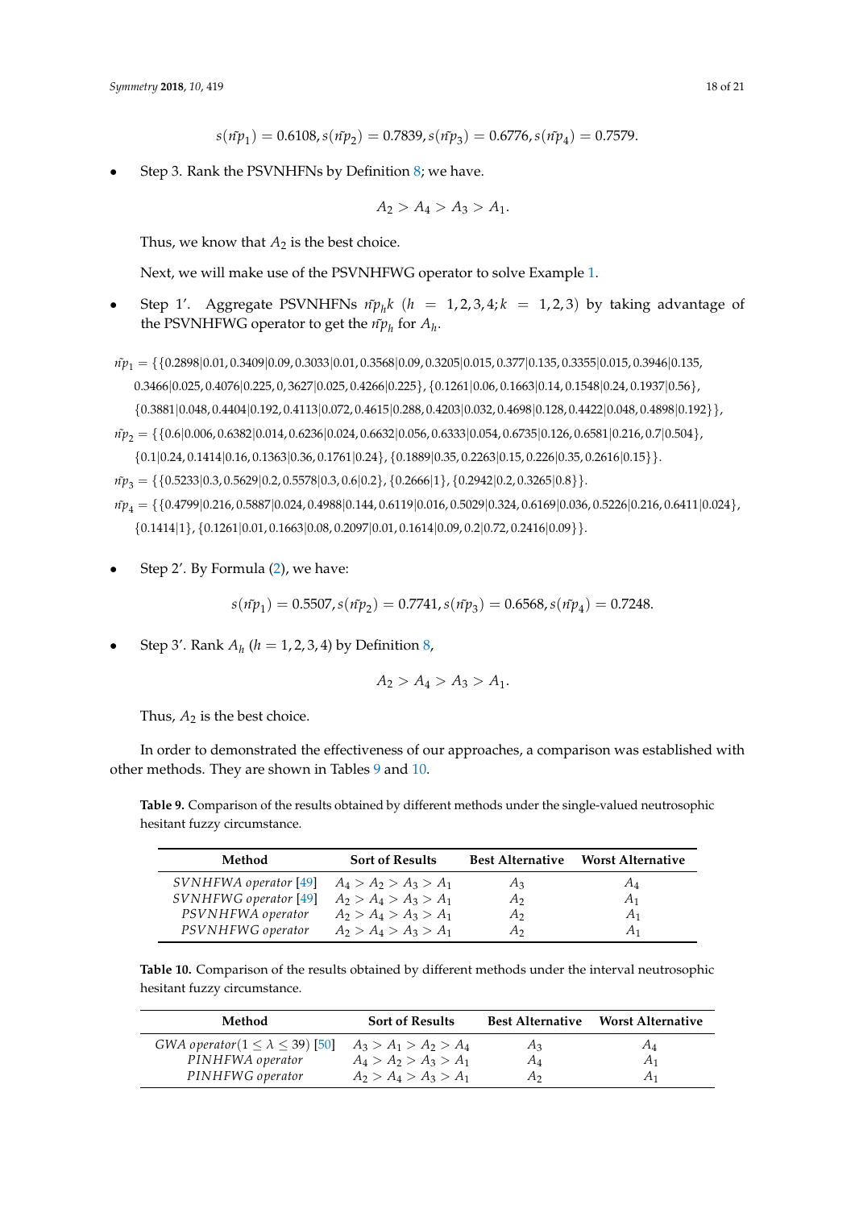$$s(\tilde{np}_1) = 0.6108, s(\tilde{np}_2) = 0.7839, s(\tilde{np}_3) = 0.6776, s(\tilde{np}_4) = 0.7579.$$

- Step 3. Rank the PSVNHFNs by Definition 8; we have.

$$A_2 > A_4 > A_3 > A_1.$$

Thus, we know that $A_2$ is the best choice.

Next, we will make use of the PSVNHFWG operator to solve Example 1.

- Step 1'. Aggregate PSVNHFNs $\tilde{np}_h k$ $(h = 1,2,3,4; k = 1,2,3)$ by taking advantage of the PSVNHFWG operator to get the $\tilde{np}_h$ for $A_h$.

$\tilde{np}_1 = \{\{0.2898|0.01, 0.3409|0.09, 0.3033|0.01, 0.3568|0.09, 0.3205|0.015, 0.377|0.135, 0.3355|0.015, 0.3946|0.135,$
$0.3466|0.025, 0.4076|0.225, 0, 3627|0.025, 0.4266|0.225\}, \{0.1261|0.06, 0.1663|0.14, 0.1548|0.24, 0.1937|0.56\},$
$\{0.3881|0.048, 0.4404|0.192, 0.4113|0.072, 0.4615|0.288, 0.4203|0.032, 0.4698|0.128, 0.4422|0.048, 0.4898|0.192\}\},$
$\tilde{np}_2 = \{\{0.6|0.006, 0.6382|0.014, 0.6236|0.024, 0.6632|0.056, 0.6333|0.054, 0.6735|0.126, 0.6581|0.216, 0.7|0.504\},$
$\{0.1|0.24, 0.1414|0.16, 0.1363|0.36, 0.1761|0.24\}, \{0.1889|0.35, 0.2263|0.15, 0.226|0.35, 0.2616|0.15\}\}.$
$\tilde{np}_3 = \{\{0.5233|0.3, 0.5629|0.2, 0.5578|0.3, 0.6|0.2\}, \{0.2666|1\}, \{0.2942|0.2, 0.3265|0.8\}\}.$
$\tilde{np}_4 = \{\{0.4799|0.216, 0.5887|0.024, 0.4988|0.144, 0.6119|0.016, 0.5029|0.324, 0.6169|0.036, 0.5226|0.216, 0.6411|0.024\},$
$\{0.1414|1\}, \{0.1261|0.01, 0.1663|0.08, 0.2097|0.01, 0.1614|0.09, 0.2|0.72, 0.2416|0.09\}\}.$

- Step 2'. By Formula (2), we have:

$$s(\tilde{np}_1) = 0.5507, s(\tilde{np}_2) = 0.7741, s(\tilde{np}_3) = 0.6568, s(\tilde{np}_4) = 0.7248.$$

- Step 3'. Rank $A_h$ $(h = 1,2,3,4)$ by Definition 8,

$$A_2 > A_4 > A_3 > A_1.$$

Thus, $A_2$ is the best choice.

In order to demonstrated the effectiveness of our approaches, a comparison was established with other methods. They are shown in Tables 9 and 10.

**Table 9.** Comparison of the results obtained by different methods under the single-valued neutrosophic hesitant fuzzy circumstance.

| Method | Sort of Results | Best Alternative | Worst Alternative |
|---|---|---|---|
| *SVNHFWA operator* [49] | $A_4 > A_2 > A_3 > A_1$ | $A_3$ | $A_4$ |
| *SVNHFWG operator* [49] | $A_2 > A_4 > A_3 > A_1$ | $A_2$ | $A_1$ |
| *PSVNHFWA operator* | $A_2 > A_4 > A_3 > A_1$ | $A_2$ | $A_1$ |
| *PSVNHFWG operator* | $A_2 > A_4 > A_3 > A_1$ | $A_2$ | $A_1$ |

**Table 10.** Comparison of the results obtained by different methods under the interval neutrosophic hesitant fuzzy circumstance.

| Method | Sort of Results | Best Alternative | Worst Alternative |
|---|---|---|---|
| *GWA operator*$(1 \leq \lambda \leq 39)$ [50] | $A_3 > A_1 > A_2 > A_4$ | $A_3$ | $A_4$ |
| *PINHFWA operator* | $A_4 > A_2 > A_3 > A_1$ | $A_4$ | $A_1$ |
| *PINHFWG operator* | $A_2 > A_4 > A_3 > A_1$ | $A_2$ | $A_1$ |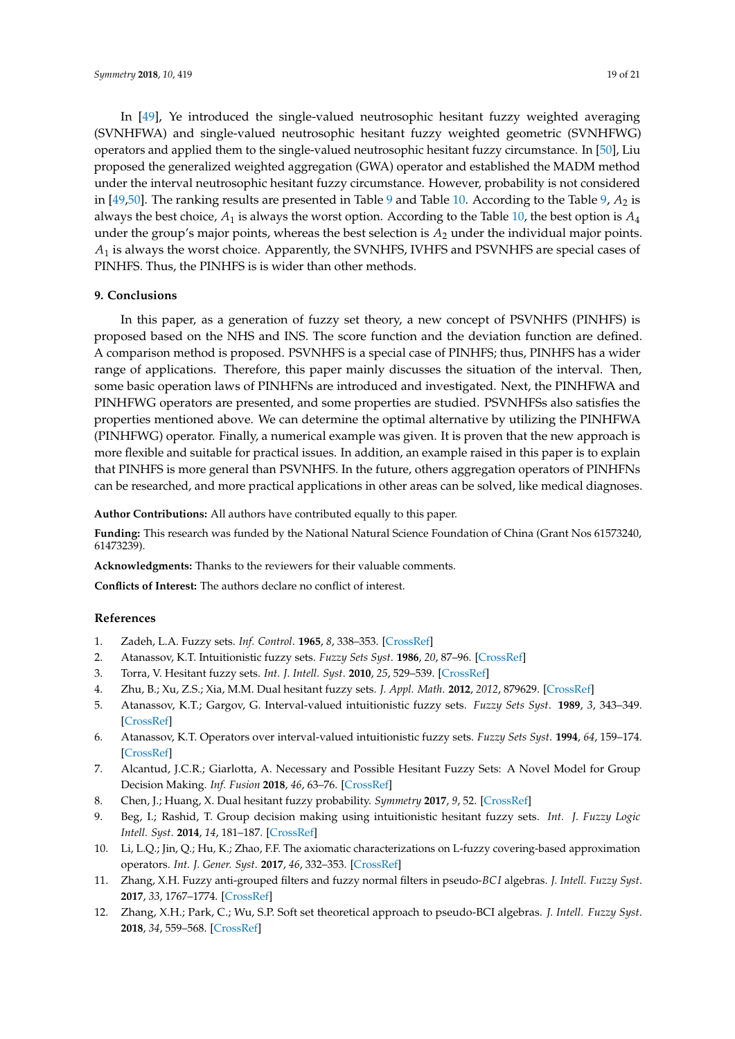In [49], Ye introduced the single-valued neutrosophic hesitant fuzzy weighted averaging (SVNHFWA) and single-valued neutrosophic hesitant fuzzy weighted geometric (SVNHFWG) operators and applied them to the single-valued neutrosophic hesitant fuzzy circumstance. In [50], Liu proposed the generalized weighted aggregation (GWA) operator and established the MADM method under the interval neutrosophic hesitant fuzzy circumstance. However, probability is not considered in [49,50]. The ranking results are presented in Table 9 and Table 10. According to the Table 9, $A_2$ is always the best choice, $A_1$ is always the worst option. According to the Table 10, the best option is $A_4$ under the group's major points, whereas the best selection is $A_2$ under the individual major points. $A_1$ is always the worst choice. Apparently, the SVNHFS, IVHFS and PSVNHFS are special cases of PINHFS. Thus, the PINHFS is is wider than other methods.

## 9. Conclusions

In this paper, as a generation of fuzzy set theory, a new concept of PSVNHFS (PINHFS) is proposed based on the NHS and INS. The score function and the deviation function are defined. A comparison method is proposed. PSVNHFS is a special case of PINHFS; thus, PINHFS has a wider range of applications. Therefore, this paper mainly discusses the situation of the interval. Then, some basic operation laws of PINHFNs are introduced and investigated. Next, the PINHFWA and PINHFWG operators are presented, and some properties are studied. PSVNHFSs also satisfies the properties mentioned above. We can determine the optimal alternative by utilizing the PINHFWA (PINHFWG) operator. Finally, a numerical example was given. It is proven that the new approach is more flexible and suitable for practical issues. In addition, an example raised in this paper is to explain that PINHFS is more general than PSVNHFS. In the future, others aggregation operators of PINHFNs can be researched, and more practical applications in other areas can be solved, like medical diagnoses.

**Author Contributions:** All authors have contributed equally to this paper.

**Funding:** This research was funded by the National Natural Science Foundation of China (Grant Nos 61573240, 61473239).

**Acknowledgments:** Thanks to the reviewers for their valuable comments.

**Conflicts of Interest:** The authors declare no conflict of interest.

## References

1. Zadeh, L.A. Fuzzy sets. *Inf. Control.* **1965**, *8*, 338–353. [CrossRef]
2. Atanassov, K.T. Intuitionistic fuzzy sets. *Fuzzy Sets Syst.* **1986**, *20*, 87–96. [CrossRef]
3. Torra, V. Hesitant fuzzy sets. *Int. J. Intell. Syst.* **2010**, *25*, 529–539. [CrossRef]
4. Zhu, B.; Xu, Z.S.; Xia, M.M. Dual hesitant fuzzy sets. *J. Appl. Math.* **2012**, *2012*, 879629. [CrossRef]
5. Atanassov, K.T.; Gargov, G. Interval-valued intuitionistic fuzzy sets. *Fuzzy Sets Syst.* **1989**, *3*, 343–349. [CrossRef]
6. Atanassov, K.T. Operators over interval-valued intuitionistic fuzzy sets. *Fuzzy Sets Syst.* **1994**, *64*, 159–174. [CrossRef]
7. Alcantud, J.C.R.; Giarlotta, A. Necessary and Possible Hesitant Fuzzy Sets: A Novel Model for Group Decision Making. *Inf. Fusion* **2018**, *46*, 63–76. [CrossRef]
8. Chen, J.; Huang, X. Dual hesitant fuzzy probability. *Symmetry* **2017**, *9*, 52. [CrossRef]
9. Beg, I.; Rashid, T. Group decision making using intuitionistic hesitant fuzzy sets. *Int. J. Fuzzy Logic Intell. Syst.* **2014**, *14*, 181–187. [CrossRef]
10. Li, L.Q.; Jin, Q.; Hu, K.; Zhao, F.F. The axiomatic characterizations on L-fuzzy covering-based approximation operators. *Int. J. Gener. Syst.* **2017**, *46*, 332–353. [CrossRef]
11. Zhang, X.H. Fuzzy anti-grouped filters and fuzzy normal filters in pseudo-*BCI* algebras. *J. Intell. Fuzzy Syst.* **2017**, *33*, 1767–1774. [CrossRef]
12. Zhang, X.H.; Park, C.; Wu, S.P. Soft set theoretical approach to pseudo-BCI algebras. *J. Intell. Fuzzy Syst.* **2018**, *34*, 559–568. [CrossRef]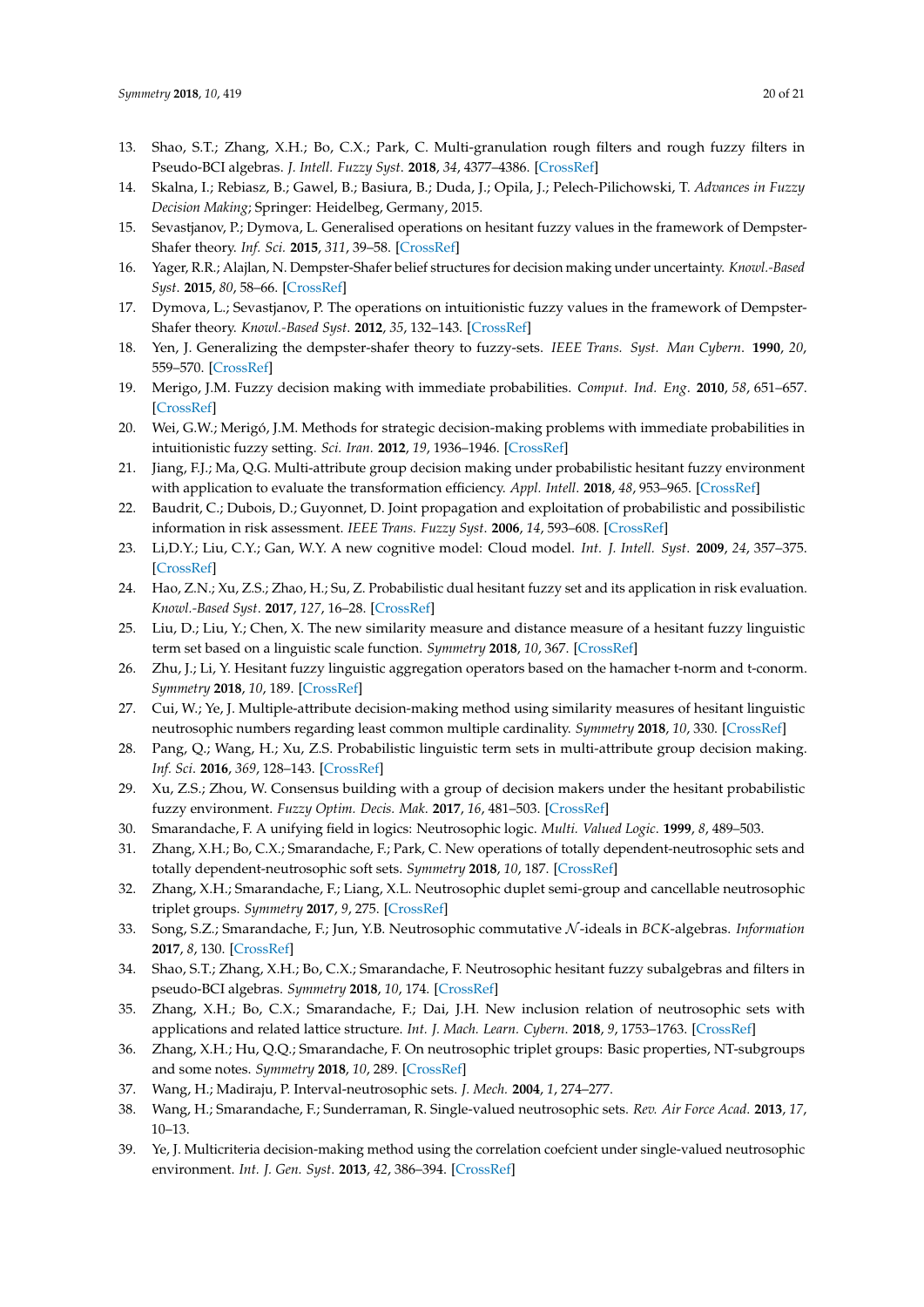13. Shao, S.T.; Zhang, X.H.; Bo, C.X.; Park, C. Multi-granulation rough filters and rough fuzzy filters in Pseudo-BCI algebras. *J. Intell. Fuzzy Syst.* **2018**, *34*, 4377–4386. [CrossRef]
14. Skalna, I.; Rebiasz, B.; Gawel, B.; Basiura, B.; Duda, J.; Opila, J.; Pelech-Pilichowski, T. *Advances in Fuzzy Decision Making*; Springer: Heidelbeg, Germany, 2015.
15. Sevastjanov, P.; Dymova, L. Generalised operations on hesitant fuzzy values in the framework of Dempster-Shafer theory. *Inf. Sci.* **2015**, *311*, 39–58. [CrossRef]
16. Yager, R.R.; Alajlan, N. Dempster-Shafer belief structures for decision making under uncertainty. *Knowl.-Based Syst.* **2015**, *80*, 58–66. [CrossRef]
17. Dymova, L.; Sevastjanov, P. The operations on intuitionistic fuzzy values in the framework of Dempster-Shafer theory. *Knowl.-Based Syst.* **2012**, *35*, 132–143. [CrossRef]
18. Yen, J. Generalizing the dempster-shafer theory to fuzzy-sets. *IEEE Trans. Syst. Man Cybern.* **1990**, *20*, 559–570. [CrossRef]
19. Merigo, J.M. Fuzzy decision making with immediate probabilities. *Comput. Ind. Eng.* **2010**, *58*, 651–657. [CrossRef]
20. Wei, G.W.; Merigó, J.M. Methods for strategic decision-making problems with immediate probabilities in intuitionistic fuzzy setting. *Sci. Iran.* **2012**, *19*, 1936–1946. [CrossRef]
21. Jiang, F.J.; Ma, Q.G. Multi-attribute group decision making under probabilistic hesitant fuzzy environment with application to evaluate the transformation efficiency. *Appl. Intell.* **2018**, *48*, 953–965. [CrossRef]
22. Baudrit, C.; Dubois, D.; Guyonnet, D. Joint propagation and exploitation of probabilistic and possibilistic information in risk assessment. *IEEE Trans. Fuzzy Syst.* **2006**, *14*, 593–608. [CrossRef]
23. Li,D.Y.; Liu, C.Y.; Gan, W.Y. A new cognitive model: Cloud model. *Int. J. Intell. Syst.* **2009**, *24*, 357–375. [CrossRef]
24. Hao, Z.N.; Xu, Z.S.; Zhao, H.; Su, Z. Probabilistic dual hesitant fuzzy set and its application in risk evaluation. *Knowl.-Based Syst.* **2017**, *127*, 16–28. [CrossRef]
25. Liu, D.; Liu, Y.; Chen, X. The new similarity measure and distance measure of a hesitant fuzzy linguistic term set based on a linguistic scale function. *Symmetry* **2018**, *10*, 367. [CrossRef]
26. Zhu, J.; Li, Y. Hesitant fuzzy linguistic aggregation operators based on the hamacher t-norm and t-conorm. *Symmetry* **2018**, *10*, 189. [CrossRef]
27. Cui, W.; Ye, J. Multiple-attribute decision-making method using similarity measures of hesitant linguistic neutrosophic numbers regarding least common multiple cardinality. *Symmetry* **2018**, *10*, 330. [CrossRef]
28. Pang, Q.; Wang, H.; Xu, Z.S. Probabilistic linguistic term sets in multi-attribute group decision making. *Inf. Sci.* **2016**, *369*, 128–143. [CrossRef]
29. Xu, Z.S.; Zhou, W. Consensus building with a group of decision makers under the hesitant probabilistic fuzzy environment. *Fuzzy Optim. Decis. Mak.* **2017**, *16*, 481–503. [CrossRef]
30. Smarandache, F. A unifying field in logics: Neutrosophic logic. *Multi. Valued Logic.* **1999**, *8*, 489–503.
31. Zhang, X.H.; Bo, C.X.; Smarandache, F.; Park, C. New operations of totally dependent-neutrosophic sets and totally dependent-neutrosophic soft sets. *Symmetry* **2018**, *10*, 187. [CrossRef]
32. Zhang, X.H.; Smarandache, F.; Liang, X.L. Neutrosophic duplet semi-group and cancellable neutrosophic triplet groups. *Symmetry* **2017**, *9*, 275. [CrossRef]
33. Song, S.Z.; Smarandache, F.; Jun, Y.B. Neutrosophic commutative $\mathcal{N}$-ideals in *BCK*-algebras. *Information* **2017**, *8*, 130. [CrossRef]
34. Shao, S.T.; Zhang, X.H.; Bo, C.X.; Smarandache, F. Neutrosophic hesitant fuzzy subalgebras and filters in pseudo-BCI algebras. *Symmetry* **2018**, *10*, 174. [CrossRef]
35. Zhang, X.H.; Bo, C.X.; Smarandache, F.; Dai, J.H. New inclusion relation of neutrosophic sets with applications and related lattice structure. *Int. J. Mach. Learn. Cybern.* **2018**, *9*, 1753–1763. [CrossRef]
36. Zhang, X.H.; Hu, Q.Q.; Smarandache, F. On neutrosophic triplet groups: Basic properties, NT-subgroups and some notes. *Symmetry* **2018**, *10*, 289. [CrossRef]
37. Wang, H.; Madiraju, P. Interval-neutrosophic sets. *J. Mech.* **2004**, *1*, 274–277.
38. Wang, H.; Smarandache, F.; Sunderraman, R. Single-valued neutrosophic sets. *Rev. Air Force Acad.* **2013**, *17*, 10–13.
39. Ye, J. Multicriteria decision-making method using the correlation coefcient under single-valued neutrosophic environment. *Int. J. Gen. Syst.* **2013**, *42*, 386–394. [CrossRef]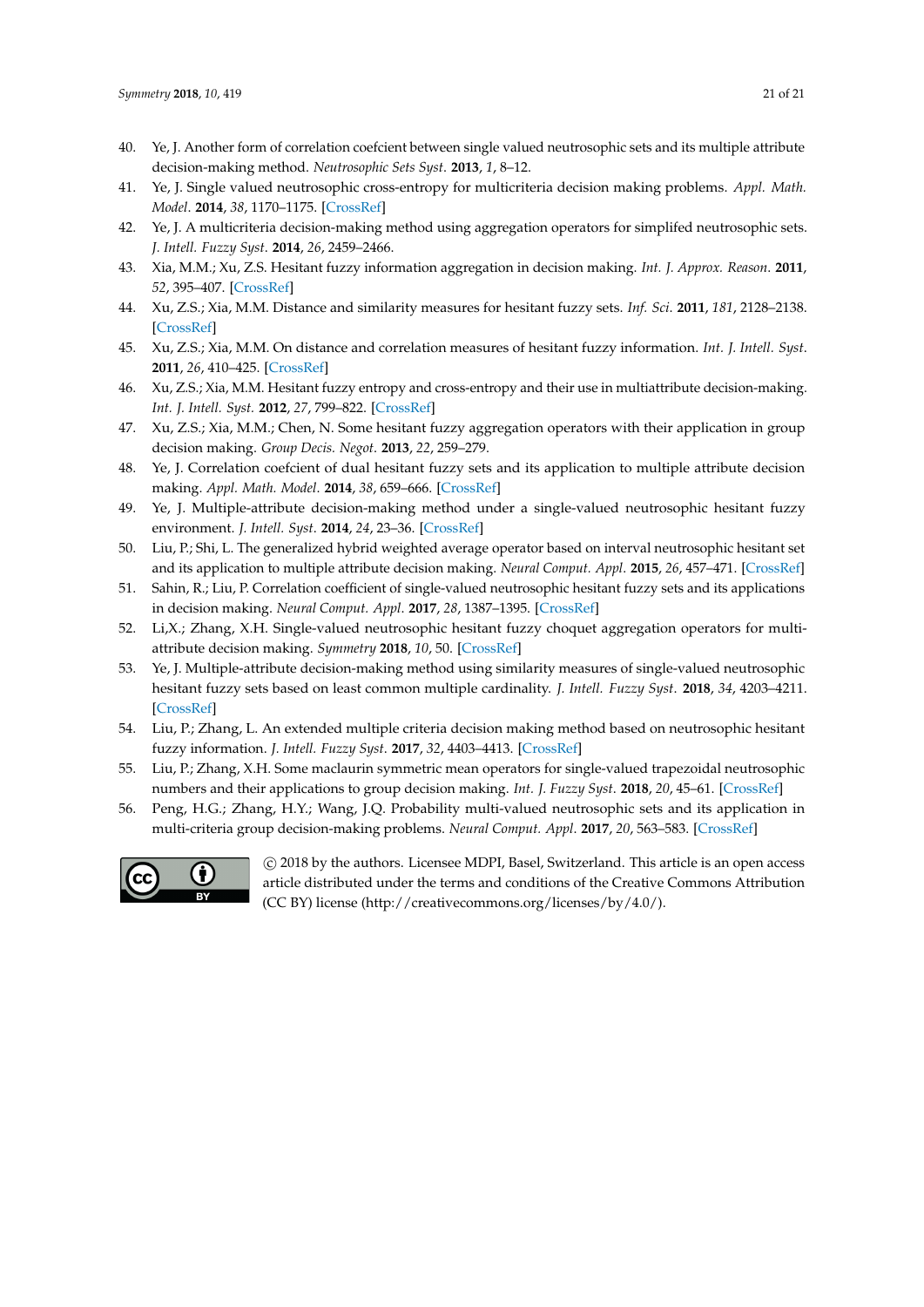40. Ye, J. Another form of correlation coefcient between single valued neutrosophic sets and its multiple attribute decision-making method. *Neutrosophic Sets Syst.* **2013**, *1*, 8–12.
41. Ye, J. Single valued neutrosophic cross-entropy for multicriteria decision making problems. *Appl. Math. Model.* **2014**, *38*, 1170–1175. [CrossRef]
42. Ye, J. A multicriteria decision-making method using aggregation operators for simplifed neutrosophic sets. *J. Intell. Fuzzy Syst.* **2014**, *26*, 2459–2466.
43. Xia, M.M.; Xu, Z.S. Hesitant fuzzy information aggregation in decision making. *Int. J. Approx. Reason.* **2011**, *52*, 395–407. [CrossRef]
44. Xu, Z.S.; Xia, M.M. Distance and similarity measures for hesitant fuzzy sets. *Inf. Sci.* **2011**, *181*, 2128–2138. [CrossRef]
45. Xu, Z.S.; Xia, M.M. On distance and correlation measures of hesitant fuzzy information. *Int. J. Intell. Syst.* **2011**, *26*, 410–425. [CrossRef]
46. Xu, Z.S.; Xia, M.M. Hesitant fuzzy entropy and cross-entropy and their use in multiattribute decision-making. *Int. J. Intell. Syst.* **2012**, *27*, 799–822. [CrossRef]
47. Xu, Z.S.; Xia, M.M.; Chen, N. Some hesitant fuzzy aggregation operators with their application in group decision making. *Group Decis. Negot.* **2013**, *22*, 259–279.
48. Ye, J. Correlation coefcient of dual hesitant fuzzy sets and its application to multiple attribute decision making. *Appl. Math. Model.* **2014**, *38*, 659–666. [CrossRef]
49. Ye, J. Multiple-attribute decision-making method under a single-valued neutrosophic hesitant fuzzy environment. *J. Intell. Syst.* **2014**, *24*, 23–36. [CrossRef]
50. Liu, P.; Shi, L. The generalized hybrid weighted average operator based on interval neutrosophic hesitant set and its application to multiple attribute decision making. *Neural Comput. Appl.* **2015**, *26*, 457–471. [CrossRef]
51. Sahin, R.; Liu, P. Correlation coefficient of single-valued neutrosophic hesitant fuzzy sets and its applications in decision making. *Neural Comput. Appl.* **2017**, *28*, 1387–1395. [CrossRef]
52. Li,X.; Zhang, X.H. Single-valued neutrosophic hesitant fuzzy choquet aggregation operators for multi-attribute decision making. *Symmetry* **2018**, *10*, 50. [CrossRef]
53. Ye, J. Multiple-attribute decision-making method using similarity measures of single-valued neutrosophic hesitant fuzzy sets based on least common multiple cardinality. *J. Intell. Fuzzy Syst.* **2018**, *34*, 4203–4211. [CrossRef]
54. Liu, P.; Zhang, L. An extended multiple criteria decision making method based on neutrosophic hesitant fuzzy information. *J. Intell. Fuzzy Syst.* **2017**, *32*, 4403–4413. [CrossRef]
55. Liu, P.; Zhang, X.H. Some maclaurin symmetric mean operators for single-valued trapezoidal neutrosophic numbers and their applications to group decision making. *Int. J. Fuzzy Syst.* **2018**, *20*, 45–61. [CrossRef]
56. Peng, H.G.; Zhang, H.Y.; Wang, J.Q. Probability multi-valued neutrosophic sets and its application in multi-criteria group decision-making problems. *Neural Comput. Appl.* **2017**, *20*, 563–583. [CrossRef]

© 2018 by the authors. Licensee MDPI, Basel, Switzerland. This article is an open access article distributed under the terms and conditions of the Creative Commons Attribution (CC BY) license (http://creativecommons.org/licenses/by/4.0/).